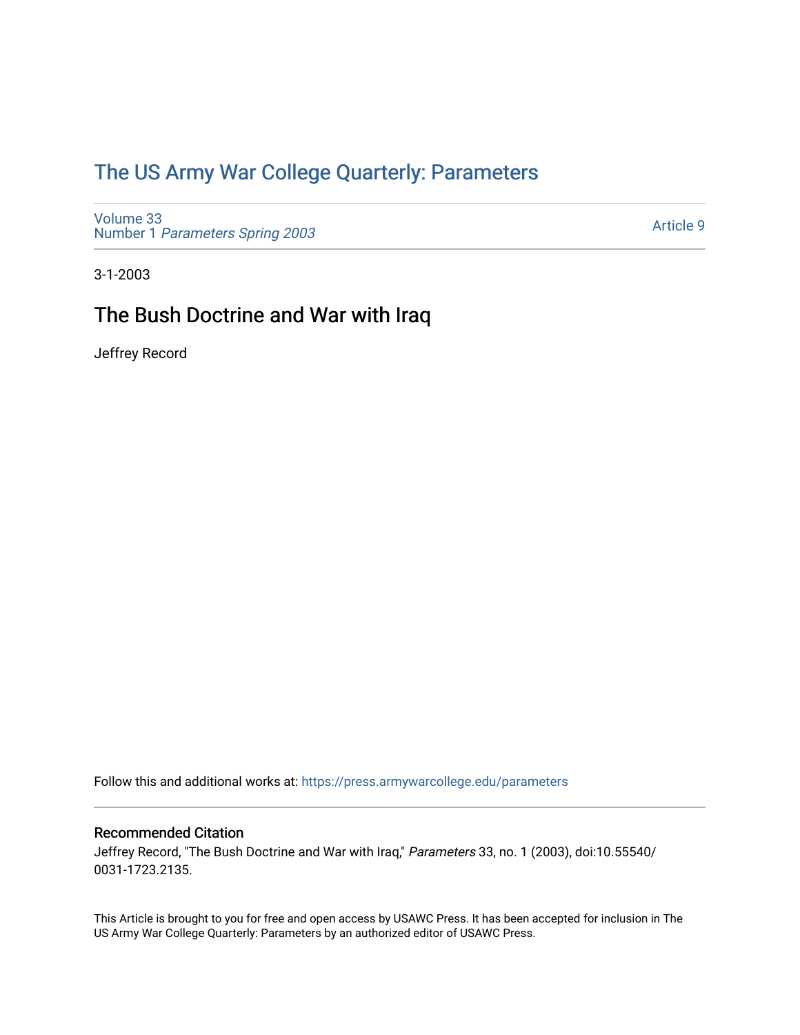# The US Army War College Quarterly: Parameters

Volume 33
Number 1 *Parameters Spring 2003*

Article 9

3-1-2003

## The Bush Doctrine and War with Iraq

Jeffrey Record

Follow this and additional works at: https://press.armywarcollege.edu/parameters

### Recommended Citation

Jeffrey Record, "The Bush Doctrine and War with Iraq," *Parameters* 33, no. 1 (2003), doi:10.55540/0031-1723.2135.

This Article is brought to you for free and open access by USAWC Press. It has been accepted for inclusion in The US Army War College Quarterly: Parameters by an authorized editor of USAWC Press.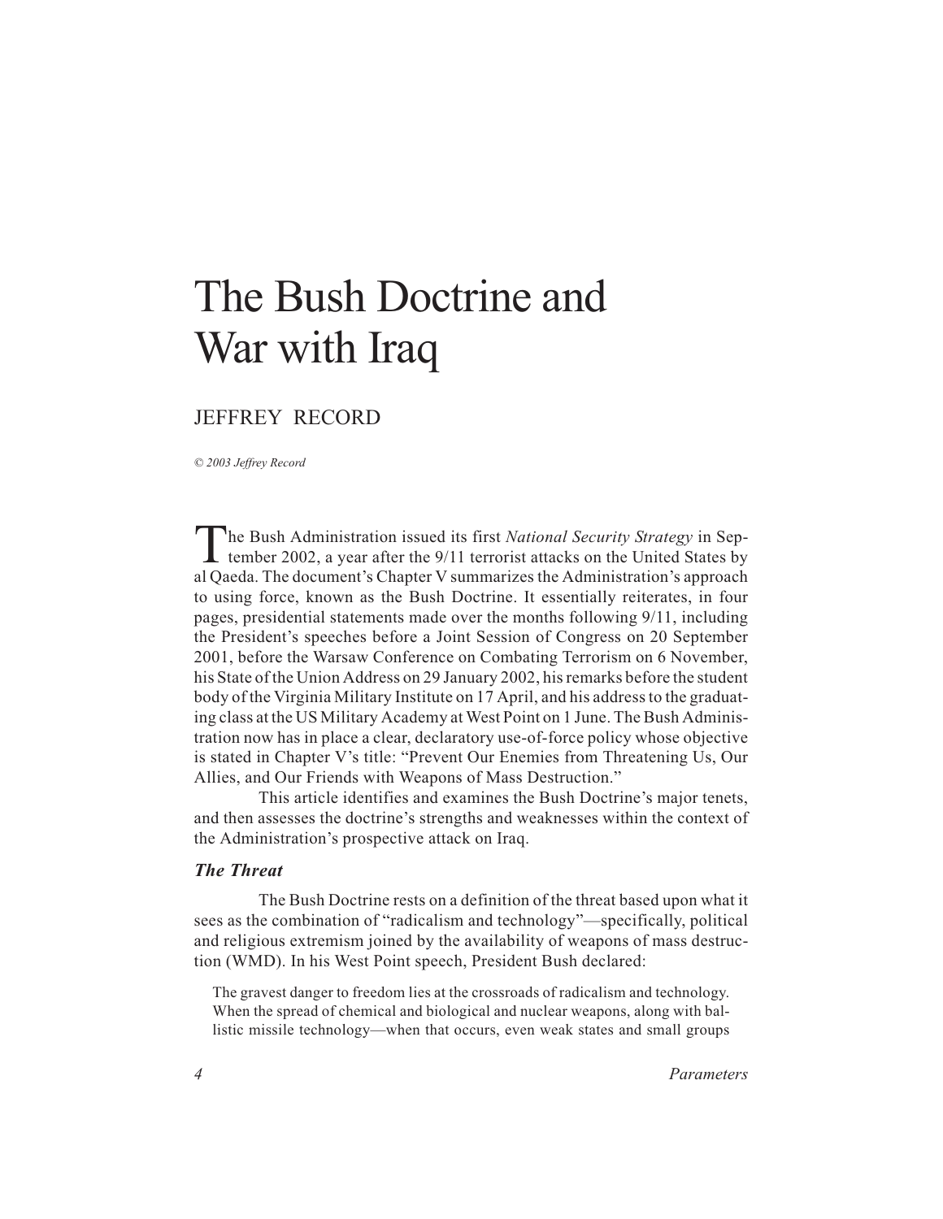# The Bush Doctrine and War with Iraq

## JEFFREY RECORD

*© 2003 Jeffrey Record*

The Bush Administration issued its first *National Security Strategy* in September 2002, a year after the 9/11 terrorist attacks on the United States by al Qaeda. The document's Chapter V summarizes the Administration's approach to using force, known as the Bush Doctrine. It essentially reiterates, in four pages, presidential statements made over the months following 9/11, including the President's speeches before a Joint Session of Congress on 20 September 2001, before the Warsaw Conference on Combating Terrorism on 6 November, his State of the Union Address on 29 January 2002, his remarks before the student body of the Virginia Military Institute on 17 April, and his address to the graduating class at the US Military Academy at West Point on 1 June. The Bush Administration now has in place a clear, declaratory use-of-force policy whose objective is stated in Chapter V's title: "Prevent Our Enemies from Threatening Us, Our Allies, and Our Friends with Weapons of Mass Destruction."

This article identifies and examines the Bush Doctrine's major tenets, and then assesses the doctrine's strengths and weaknesses within the context of the Administration's prospective attack on Iraq.

### *The Threat*

The Bush Doctrine rests on a definition of the threat based upon what it sees as the combination of "radicalism and technology"—specifically, political and religious extremism joined by the availability of weapons of mass destruction (WMD). In his West Point speech, President Bush declared:

> The gravest danger to freedom lies at the crossroads of radicalism and technology. When the spread of chemical and biological and nuclear weapons, along with ballistic missile technology—when that occurs, even weak states and small groups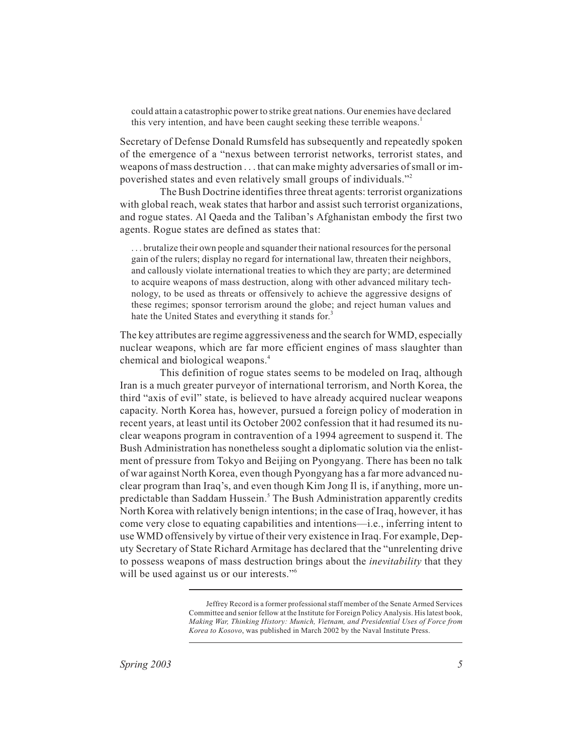> could attain a catastrophic power to strike great nations. Our enemies have declared this very intention, and have been caught seeking these terrible weapons.[1]

Secretary of Defense Donald Rumsfeld has subsequently and repeatedly spoken of the emergence of a "nexus between terrorist networks, terrorist states, and weapons of mass destruction . . . that can make mighty adversaries of small or impoverished states and even relatively small groups of individuals."[2]

The Bush Doctrine identifies three threat agents: terrorist organizations with global reach, weak states that harbor and assist such terrorist organizations, and rogue states. Al Qaeda and the Taliban's Afghanistan embody the first two agents. Rogue states are defined as states that:

> . . . brutalize their own people and squander their national resources for the personal gain of the rulers; display no regard for international law, threaten their neighbors, and callously violate international treaties to which they are party; are determined to acquire weapons of mass destruction, along with other advanced military technology, to be used as threats or offensively to achieve the aggressive designs of these regimes; sponsor terrorism around the globe; and reject human values and hate the United States and everything it stands for.[3]

The key attributes are regime aggressiveness and the search for WMD, especially nuclear weapons, which are far more efficient engines of mass slaughter than chemical and biological weapons.[4]

This definition of rogue states seems to be modeled on Iraq, although Iran is a much greater purveyor of international terrorism, and North Korea, the third "axis of evil" state, is believed to have already acquired nuclear weapons capacity. North Korea has, however, pursued a foreign policy of moderation in recent years, at least until its October 2002 confession that it had resumed its nuclear weapons program in contravention of a 1994 agreement to suspend it. The Bush Administration has nonetheless sought a diplomatic solution via the enlistment of pressure from Tokyo and Beijing on Pyongyang. There has been no talk of war against North Korea, even though Pyongyang has a far more advanced nuclear program than Iraq's, and even though Kim Jong Il is, if anything, more unpredictable than Saddam Hussein.[5] The Bush Administration apparently credits North Korea with relatively benign intentions; in the case of Iraq, however, it has come very close to equating capabilities and intentions—i.e., inferring intent to use WMD offensively by virtue of their very existence in Iraq. For example, Deputy Secretary of State Richard Armitage has declared that the "unrelenting drive to possess weapons of mass destruction brings about the *inevitability* that they will be used against us or our interests."[6]

---

Jeffrey Record is a former professional staff member of the Senate Armed Services Committee and senior fellow at the Institute for Foreign Policy Analysis. His latest book, *Making War, Thinking History: Munich, Vietnam, and Presidential Uses of Force from Korea to Kosovo*, was published in March 2002 by the Naval Institute Press.

---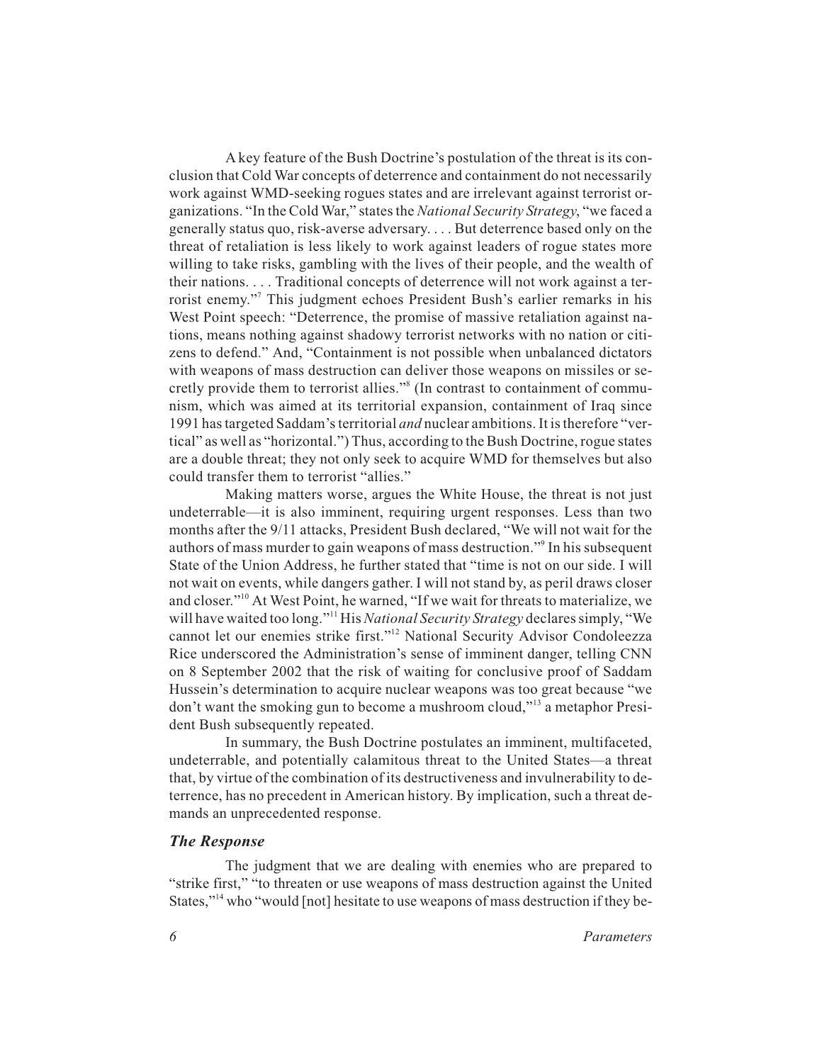A key feature of the Bush Doctrine's postulation of the threat is its conclusion that Cold War concepts of deterrence and containment do not necessarily work against WMD-seeking rogues states and are irrelevant against terrorist organizations. "In the Cold War," states the *National Security Strategy*, "we faced a generally status quo, risk-averse adversary. . . . But deterrence based only on the threat of retaliation is less likely to work against leaders of rogue states more willing to take risks, gambling with the lives of their people, and the wealth of their nations. . . . Traditional concepts of deterrence will not work against a terrorist enemy."[7] This judgment echoes President Bush's earlier remarks in his West Point speech: "Deterrence, the promise of massive retaliation against nations, means nothing against shadowy terrorist networks with no nation or citizens to defend." And, "Containment is not possible when unbalanced dictators with weapons of mass destruction can deliver those weapons on missiles or secretly provide them to terrorist allies."[8] (In contrast to containment of communism, which was aimed at its territorial expansion, containment of Iraq since 1991 has targeted Saddam's territorial *and* nuclear ambitions. It is therefore "vertical" as well as "horizontal.") Thus, according to the Bush Doctrine, rogue states are a double threat; they not only seek to acquire WMD for themselves but also could transfer them to terrorist "allies."

Making matters worse, argues the White House, the threat is not just undeterrable—it is also imminent, requiring urgent responses. Less than two months after the 9/11 attacks, President Bush declared, "We will not wait for the authors of mass murder to gain weapons of mass destruction."[9] In his subsequent State of the Union Address, he further stated that "time is not on our side. I will not wait on events, while dangers gather. I will not stand by, as peril draws closer and closer."[10] At West Point, he warned, "If we wait for threats to materialize, we will have waited too long."[11] His *National Security Strategy* declares simply, "We cannot let our enemies strike first."[12] National Security Advisor Condoleezza Rice underscored the Administration's sense of imminent danger, telling CNN on 8 September 2002 that the risk of waiting for conclusive proof of Saddam Hussein's determination to acquire nuclear weapons was too great because "we don't want the smoking gun to become a mushroom cloud,"[13] a metaphor President Bush subsequently repeated.

In summary, the Bush Doctrine postulates an imminent, multifaceted, undeterrable, and potentially calamitous threat to the United States—a threat that, by virtue of the combination of its destructiveness and invulnerability to deterrence, has no precedent in American history. By implication, such a threat demands an unprecedented response.

### *The Response*

The judgment that we are dealing with enemies who are prepared to "strike first," "to threaten or use weapons of mass destruction against the United States,"[14] who "would [not] hesitate to use weapons of mass destruction if they be-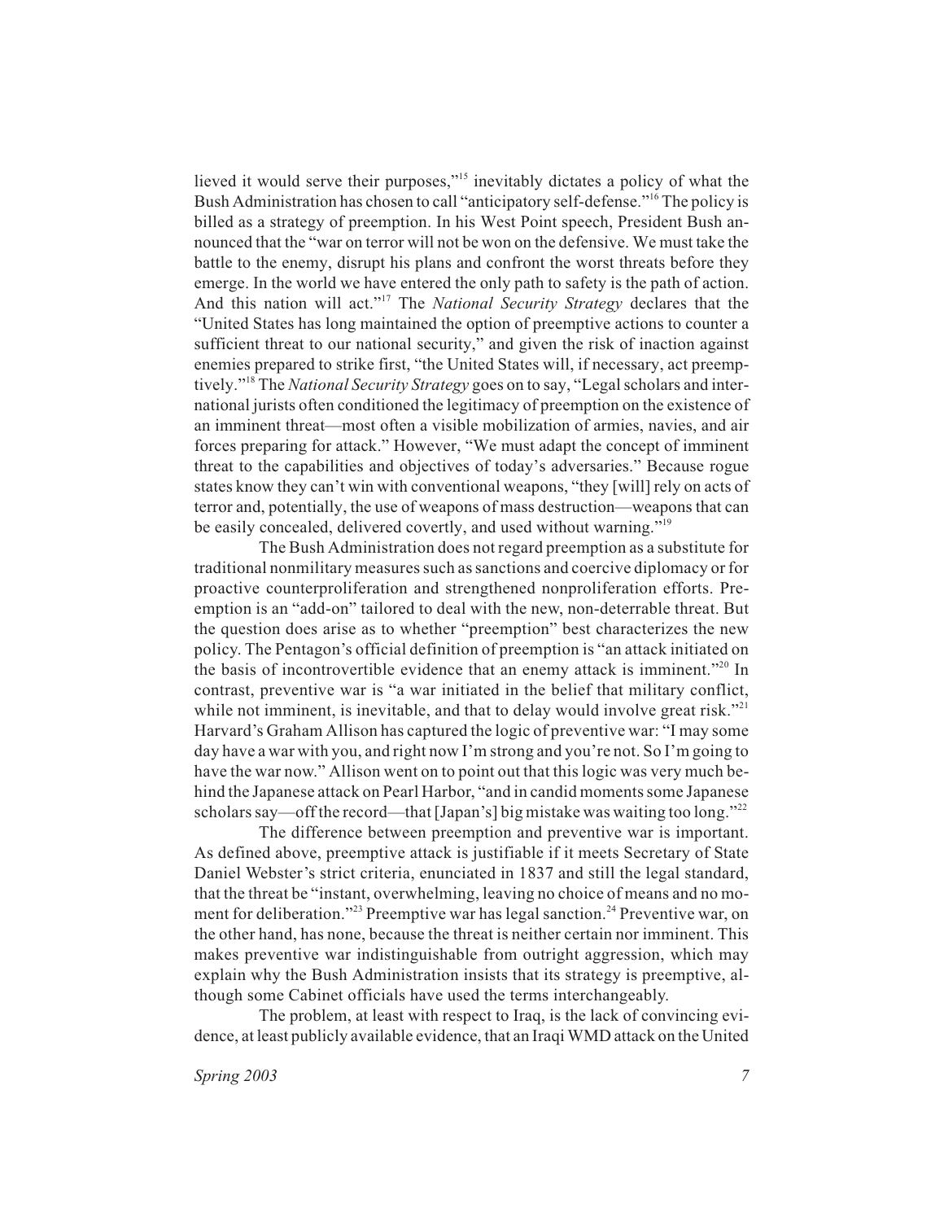lieved it would serve their purposes,"[15] inevitably dictates a policy of what the Bush Administration has chosen to call "anticipatory self-defense."[16] The policy is billed as a strategy of preemption. In his West Point speech, President Bush announced that the "war on terror will not be won on the defensive. We must take the battle to the enemy, disrupt his plans and confront the worst threats before they emerge. In the world we have entered the only path to safety is the path of action. And this nation will act."[17] The *National Security Strategy* declares that the "United States has long maintained the option of preemptive actions to counter a sufficient threat to our national security," and given the risk of inaction against enemies prepared to strike first, "the United States will, if necessary, act preemptively."[18] The *National Security Strategy* goes on to say, "Legal scholars and international jurists often conditioned the legitimacy of preemption on the existence of an imminent threat—most often a visible mobilization of armies, navies, and air forces preparing for attack." However, "We must adapt the concept of imminent threat to the capabilities and objectives of today's adversaries." Because rogue states know they can't win with conventional weapons, "they [will] rely on acts of terror and, potentially, the use of weapons of mass destruction—weapons that can be easily concealed, delivered covertly, and used without warning."[19]

The Bush Administration does not regard preemption as a substitute for traditional nonmilitary measures such as sanctions and coercive diplomacy or for proactive counterproliferation and strengthened nonproliferation efforts. Preemption is an "add-on" tailored to deal with the new, non-deterrable threat. But the question does arise as to whether "preemption" best characterizes the new policy. The Pentagon's official definition of preemption is "an attack initiated on the basis of incontrovertible evidence that an enemy attack is imminent."[20] In contrast, preventive war is "a war initiated in the belief that military conflict, while not imminent, is inevitable, and that to delay would involve great risk."[21] Harvard's Graham Allison has captured the logic of preventive war: "I may some day have a war with you, and right now I'm strong and you're not. So I'm going to have the war now." Allison went on to point out that this logic was very much behind the Japanese attack on Pearl Harbor, "and in candid moments some Japanese scholars say—off the record—that [Japan's] big mistake was waiting too long."[22]

The difference between preemption and preventive war is important. As defined above, preemptive attack is justifiable if it meets Secretary of State Daniel Webster's strict criteria, enunciated in 1837 and still the legal standard, that the threat be "instant, overwhelming, leaving no choice of means and no moment for deliberation."[23] Preemptive war has legal sanction.[24] Preventive war, on the other hand, has none, because the threat is neither certain nor imminent. This makes preventive war indistinguishable from outright aggression, which may explain why the Bush Administration insists that its strategy is preemptive, although some Cabinet officials have used the terms interchangeably.

The problem, at least with respect to Iraq, is the lack of convincing evidence, at least publicly available evidence, that an Iraqi WMD attack on the United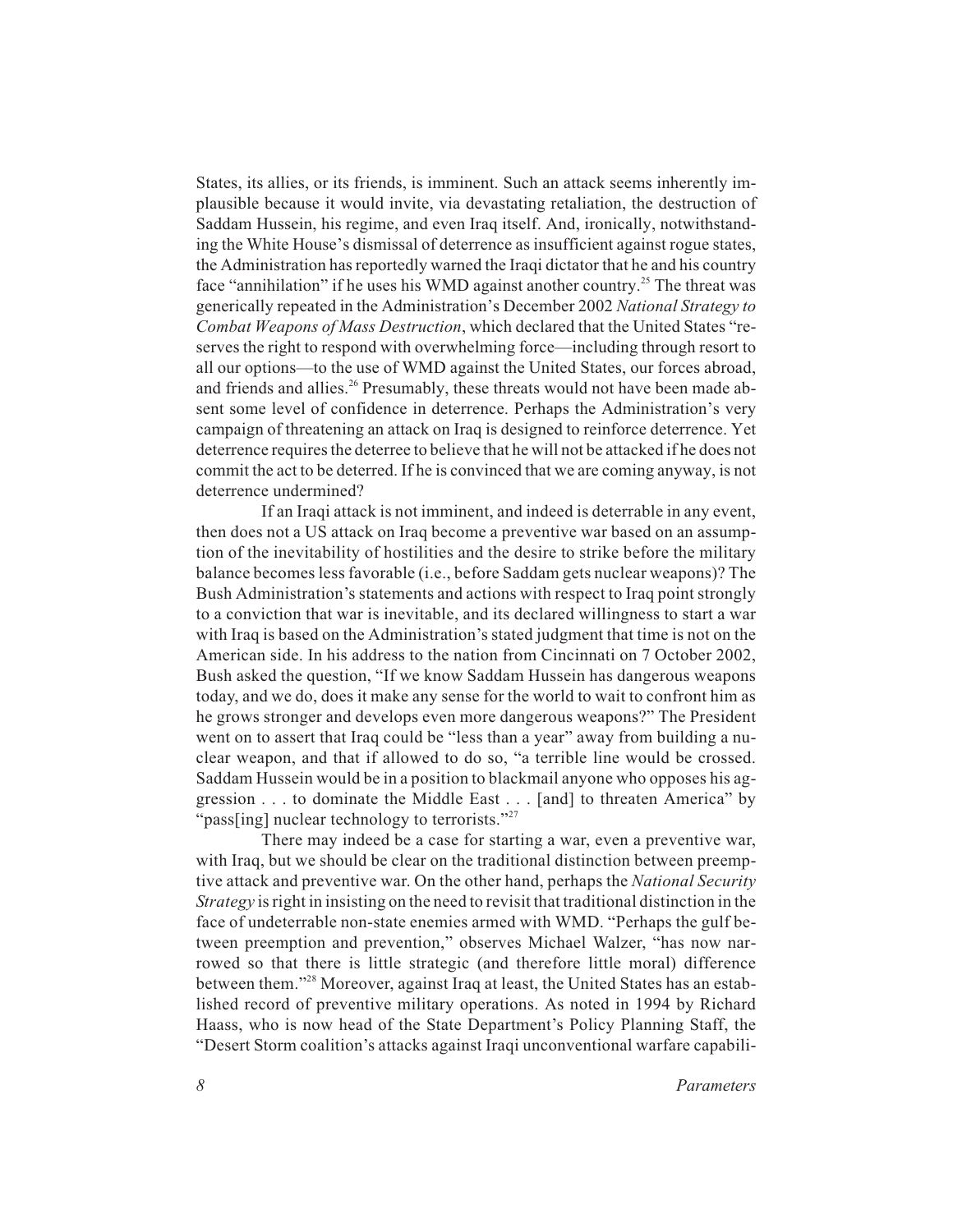States, its allies, or its friends, is imminent. Such an attack seems inherently implausible because it would invite, via devastating retaliation, the destruction of Saddam Hussein, his regime, and even Iraq itself. And, ironically, notwithstanding the White House's dismissal of deterrence as insufficient against rogue states, the Administration has reportedly warned the Iraqi dictator that he and his country face "annihilation" if he uses his WMD against another country.[25] The threat was generically repeated in the Administration's December 2002 *National Strategy to Combat Weapons of Mass Destruction*, which declared that the United States "reserves the right to respond with overwhelming force—including through resort to all our options—to the use of WMD against the United States, our forces abroad, and friends and allies.[26] Presumably, these threats would not have been made absent some level of confidence in deterrence. Perhaps the Administration's very campaign of threatening an attack on Iraq is designed to reinforce deterrence. Yet deterrence requires the deterree to believe that he will not be attacked if he does not commit the act to be deterred. If he is convinced that we are coming anyway, is not deterrence undermined?

If an Iraqi attack is not imminent, and indeed is deterrable in any event, then does not a US attack on Iraq become a preventive war based on an assumption of the inevitability of hostilities and the desire to strike before the military balance becomes less favorable (i.e., before Saddam gets nuclear weapons)? The Bush Administration's statements and actions with respect to Iraq point strongly to a conviction that war is inevitable, and its declared willingness to start a war with Iraq is based on the Administration's stated judgment that time is not on the American side. In his address to the nation from Cincinnati on 7 October 2002, Bush asked the question, "If we know Saddam Hussein has dangerous weapons today, and we do, does it make any sense for the world to wait to confront him as he grows stronger and develops even more dangerous weapons?" The President went on to assert that Iraq could be "less than a year" away from building a nuclear weapon, and that if allowed to do so, "a terrible line would be crossed. Saddam Hussein would be in a position to blackmail anyone who opposes his aggression . . . to dominate the Middle East . . . [and] to threaten America" by "pass[ing] nuclear technology to terrorists."[27]

There may indeed be a case for starting a war, even a preventive war, with Iraq, but we should be clear on the traditional distinction between preemptive attack and preventive war. On the other hand, perhaps the *National Security Strategy* is right in insisting on the need to revisit that traditional distinction in the face of undeterrable non-state enemies armed with WMD. "Perhaps the gulf between preemption and prevention," observes Michael Walzer, "has now narrowed so that there is little strategic (and therefore little moral) difference between them."[28] Moreover, against Iraq at least, the United States has an established record of preventive military operations. As noted in 1994 by Richard Haass, who is now head of the State Department's Policy Planning Staff, the "Desert Storm coalition's attacks against Iraqi unconventional warfare capabili-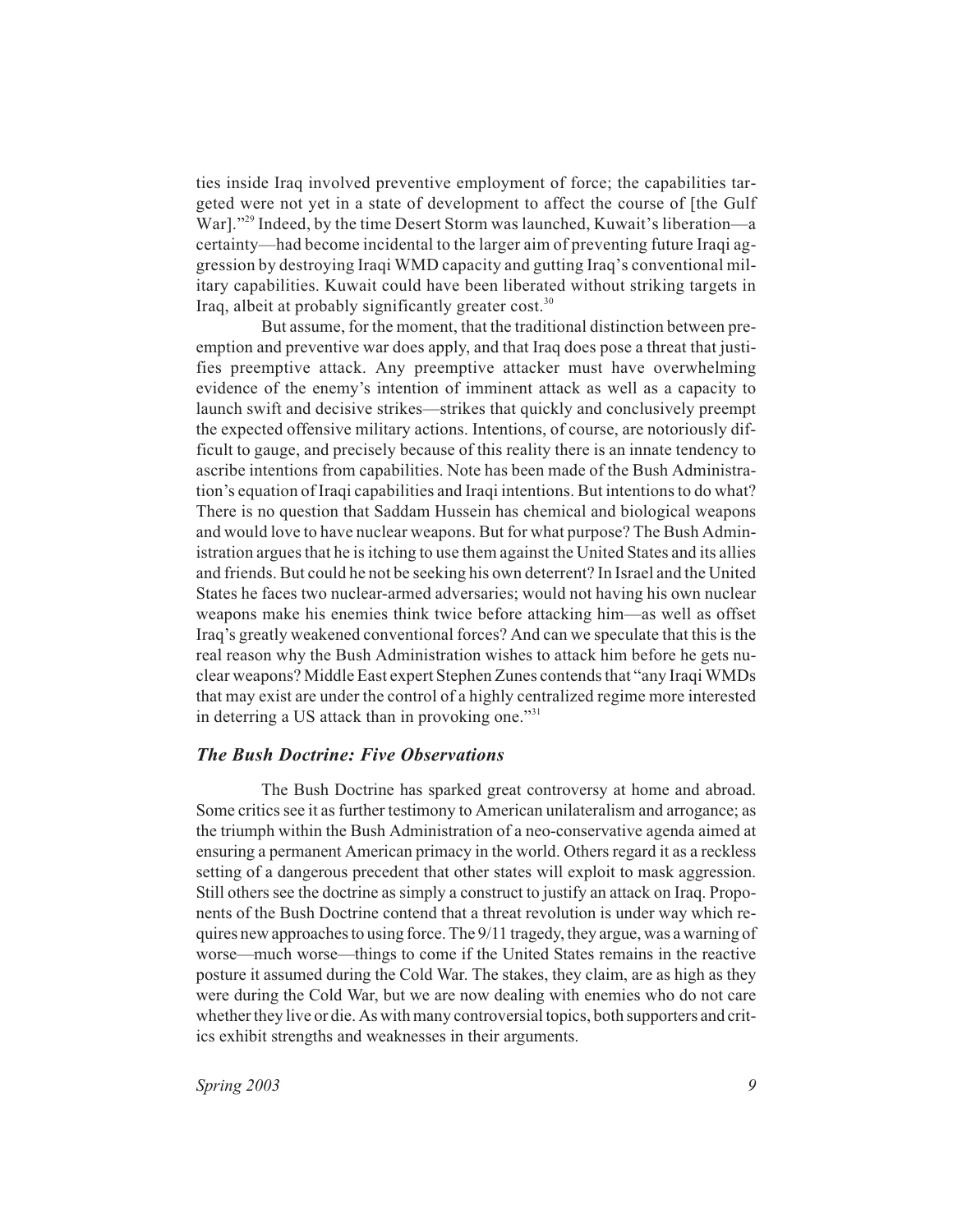ties inside Iraq involved preventive employment of force; the capabilities targeted were not yet in a state of development to affect the course of [the Gulf War]."[29] Indeed, by the time Desert Storm was launched, Kuwait's liberation—a certainty—had become incidental to the larger aim of preventing future Iraqi aggression by destroying Iraqi WMD capacity and gutting Iraq's conventional military capabilities. Kuwait could have been liberated without striking targets in Iraq, albeit at probably significantly greater cost.[30]

But assume, for the moment, that the traditional distinction between preemption and preventive war does apply, and that Iraq does pose a threat that justifies preemptive attack. Any preemptive attacker must have overwhelming evidence of the enemy's intention of imminent attack as well as a capacity to launch swift and decisive strikes—strikes that quickly and conclusively preempt the expected offensive military actions. Intentions, of course, are notoriously difficult to gauge, and precisely because of this reality there is an innate tendency to ascribe intentions from capabilities. Note has been made of the Bush Administration's equation of Iraqi capabilities and Iraqi intentions. But intentions to do what? There is no question that Saddam Hussein has chemical and biological weapons and would love to have nuclear weapons. But for what purpose? The Bush Administration argues that he is itching to use them against the United States and its allies and friends. But could he not be seeking his own deterrent? In Israel and the United States he faces two nuclear-armed adversaries; would not having his own nuclear weapons make his enemies think twice before attacking him—as well as offset Iraq's greatly weakened conventional forces? And can we speculate that this is the real reason why the Bush Administration wishes to attack him before he gets nuclear weapons? Middle East expert Stephen Zunes contends that "any Iraqi WMDs that may exist are under the control of a highly centralized regime more interested in deterring a US attack than in provoking one."[31]

### *The Bush Doctrine: Five Observations*

The Bush Doctrine has sparked great controversy at home and abroad. Some critics see it as further testimony to American unilateralism and arrogance; as the triumph within the Bush Administration of a neo-conservative agenda aimed at ensuring a permanent American primacy in the world. Others regard it as a reckless setting of a dangerous precedent that other states will exploit to mask aggression. Still others see the doctrine as simply a construct to justify an attack on Iraq. Proponents of the Bush Doctrine contend that a threat revolution is under way which requires new approaches to using force. The 9/11 tragedy, they argue, was a warning of worse—much worse—things to come if the United States remains in the reactive posture it assumed during the Cold War. The stakes, they claim, are as high as they were during the Cold War, but we are now dealing with enemies who do not care whether they live or die. As with many controversial topics, both supporters and critics exhibit strengths and weaknesses in their arguments.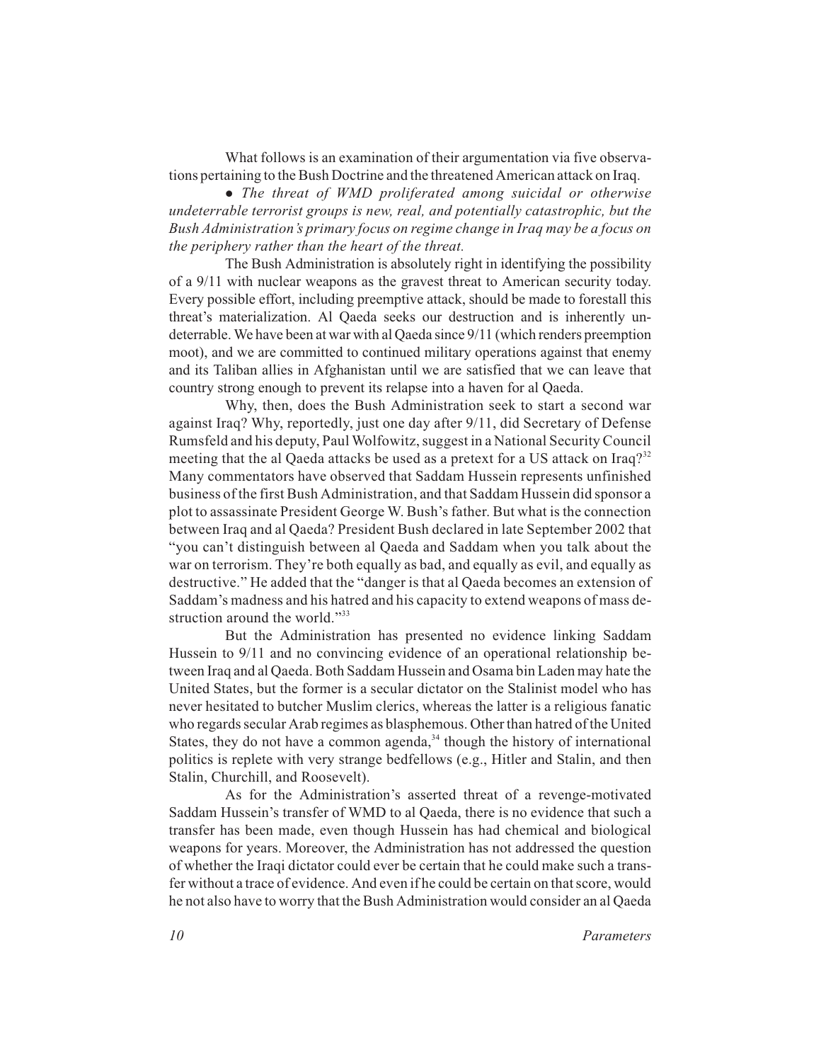What follows is an examination of their argumentation via five observations pertaining to the Bush Doctrine and the threatened American attack on Iraq.

- *The threat of WMD proliferated among suicidal or otherwise undeterrable terrorist groups is new, real, and potentially catastrophic, but the Bush Administration's primary focus on regime change in Iraq may be a focus on the periphery rather than the heart of the threat.*

The Bush Administration is absolutely right in identifying the possibility of a 9/11 with nuclear weapons as the gravest threat to American security today. Every possible effort, including preemptive attack, should be made to forestall this threat's materialization. Al Qaeda seeks our destruction and is inherently undeterrable. We have been at war with al Qaeda since 9/11 (which renders preemption moot), and we are committed to continued military operations against that enemy and its Taliban allies in Afghanistan until we are satisfied that we can leave that country strong enough to prevent its relapse into a haven for al Qaeda.

Why, then, does the Bush Administration seek to start a second war against Iraq? Why, reportedly, just one day after 9/11, did Secretary of Defense Rumsfeld and his deputy, Paul Wolfowitz, suggest in a National Security Council meeting that the al Qaeda attacks be used as a pretext for a US attack on Iraq?[32] Many commentators have observed that Saddam Hussein represents unfinished business of the first Bush Administration, and that Saddam Hussein did sponsor a plot to assassinate President George W. Bush's father. But what is the connection between Iraq and al Qaeda? President Bush declared in late September 2002 that "you can't distinguish between al Qaeda and Saddam when you talk about the war on terrorism. They're both equally as bad, and equally as evil, and equally as destructive." He added that the "danger is that al Qaeda becomes an extension of Saddam's madness and his hatred and his capacity to extend weapons of mass destruction around the world."[33]

But the Administration has presented no evidence linking Saddam Hussein to 9/11 and no convincing evidence of an operational relationship between Iraq and al Qaeda. Both Saddam Hussein and Osama bin Laden may hate the United States, but the former is a secular dictator on the Stalinist model who has never hesitated to butcher Muslim clerics, whereas the latter is a religious fanatic who regards secular Arab regimes as blasphemous. Other than hatred of the United States, they do not have a common agenda,[34] though the history of international politics is replete with very strange bedfellows (e.g., Hitler and Stalin, and then Stalin, Churchill, and Roosevelt).

As for the Administration's asserted threat of a revenge-motivated Saddam Hussein's transfer of WMD to al Qaeda, there is no evidence that such a transfer has been made, even though Hussein has had chemical and biological weapons for years. Moreover, the Administration has not addressed the question of whether the Iraqi dictator could ever be certain that he could make such a transfer without a trace of evidence. And even if he could be certain on that score, would he not also have to worry that the Bush Administration would consider an al Qaeda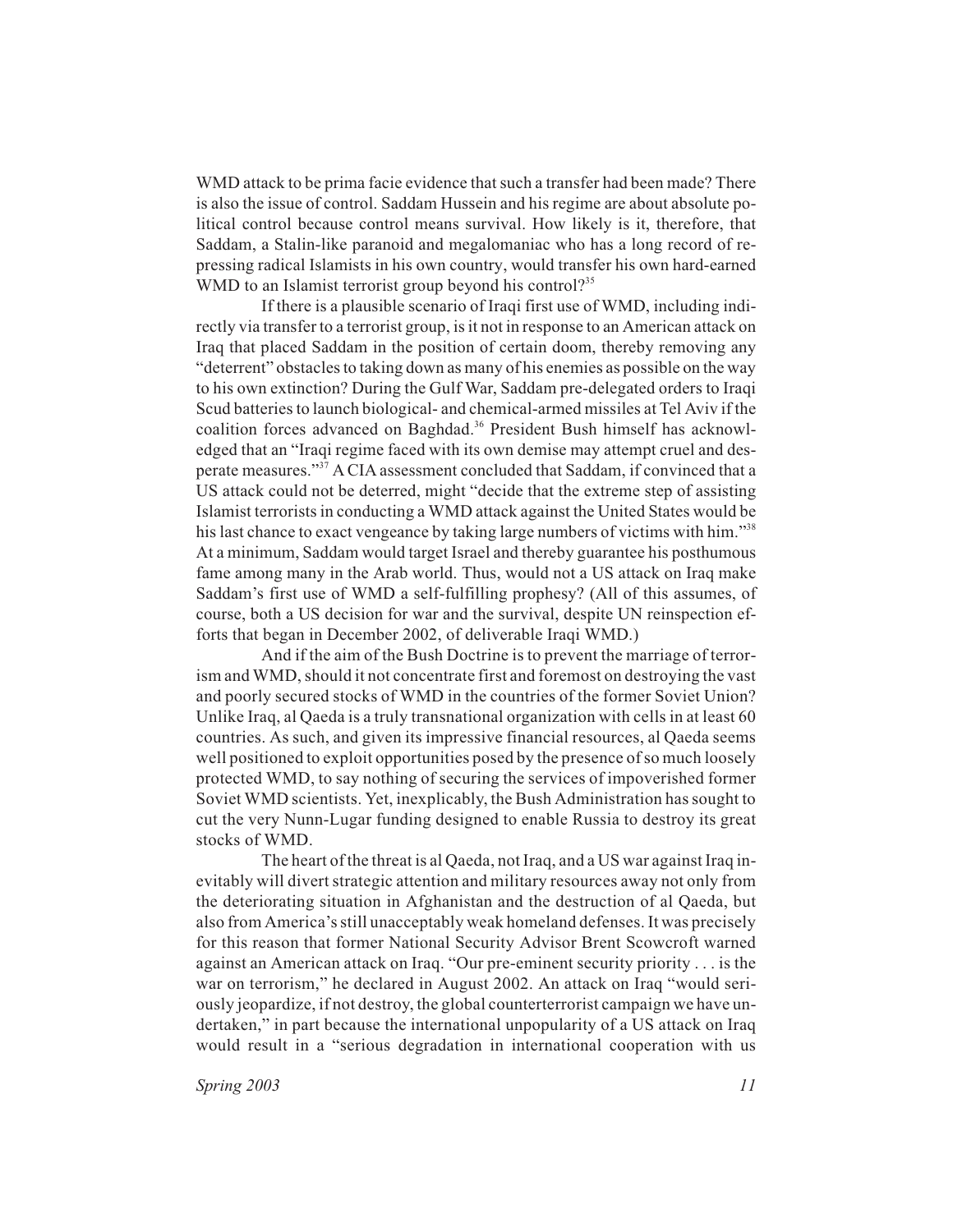WMD attack to be prima facie evidence that such a transfer had been made? There is also the issue of control. Saddam Hussein and his regime are about absolute political control because control means survival. How likely is it, therefore, that Saddam, a Stalin-like paranoid and megalomaniac who has a long record of repressing radical Islamists in his own country, would transfer his own hard-earned WMD to an Islamist terrorist group beyond his control?[35]

If there is a plausible scenario of Iraqi first use of WMD, including indirectly via transfer to a terrorist group, is it not in response to an American attack on Iraq that placed Saddam in the position of certain doom, thereby removing any "deterrent" obstacles to taking down as many of his enemies as possible on the way to his own extinction? During the Gulf War, Saddam pre-delegated orders to Iraqi Scud batteries to launch biological- and chemical-armed missiles at Tel Aviv if the coalition forces advanced on Baghdad.[36] President Bush himself has acknowledged that an "Iraqi regime faced with its own demise may attempt cruel and desperate measures."[37] A CIA assessment concluded that Saddam, if convinced that a US attack could not be deterred, might "decide that the extreme step of assisting Islamist terrorists in conducting a WMD attack against the United States would be his last chance to exact vengeance by taking large numbers of victims with him."[38] At a minimum, Saddam would target Israel and thereby guarantee his posthumous fame among many in the Arab world. Thus, would not a US attack on Iraq make Saddam's first use of WMD a self-fulfilling prophesy? (All of this assumes, of course, both a US decision for war and the survival, despite UN reinspection efforts that began in December 2002, of deliverable Iraqi WMD.)

And if the aim of the Bush Doctrine is to prevent the marriage of terrorism and WMD, should it not concentrate first and foremost on destroying the vast and poorly secured stocks of WMD in the countries of the former Soviet Union? Unlike Iraq, al Qaeda is a truly transnational organization with cells in at least 60 countries. As such, and given its impressive financial resources, al Qaeda seems well positioned to exploit opportunities posed by the presence of so much loosely protected WMD, to say nothing of securing the services of impoverished former Soviet WMD scientists. Yet, inexplicably, the Bush Administration has sought to cut the very Nunn-Lugar funding designed to enable Russia to destroy its great stocks of WMD.

The heart of the threat is al Qaeda, not Iraq, and a US war against Iraq inevitably will divert strategic attention and military resources away not only from the deteriorating situation in Afghanistan and the destruction of al Qaeda, but also from America's still unacceptably weak homeland defenses. It was precisely for this reason that former National Security Advisor Brent Scowcroft warned against an American attack on Iraq. "Our pre-eminent security priority . . . is the war on terrorism," he declared in August 2002. An attack on Iraq "would seriously jeopardize, if not destroy, the global counterterrorist campaign we have undertaken," in part because the international unpopularity of a US attack on Iraq would result in a "serious degradation in international cooperation with us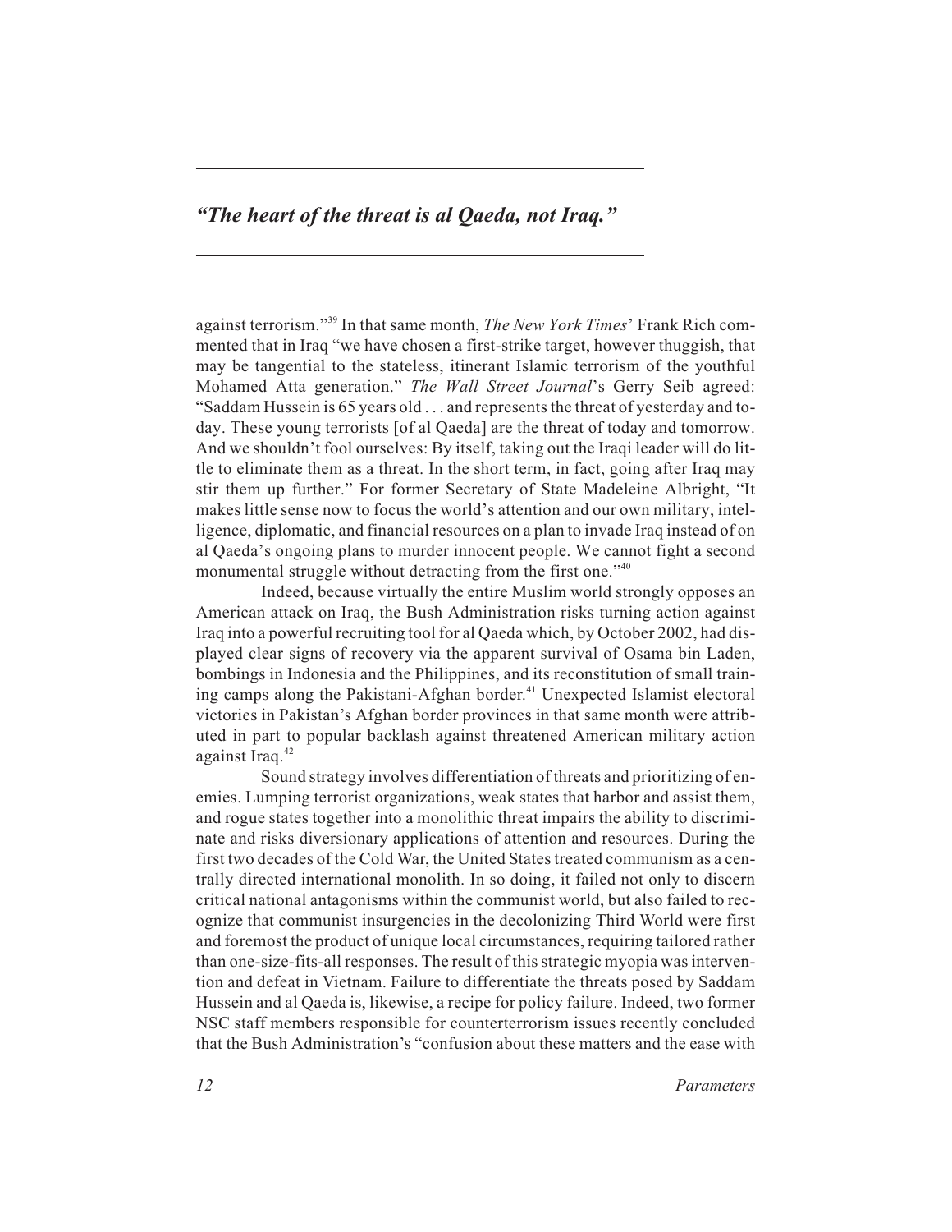*"The heart of the threat is al Qaeda, not Iraq."*

against terrorism."[39] In that same month, *The New York Times*' Frank Rich commented that in Iraq "we have chosen a first-strike target, however thuggish, that may be tangential to the stateless, itinerant Islamic terrorism of the youthful Mohamed Atta generation." *The Wall Street Journal*'s Gerry Seib agreed: "Saddam Hussein is 65 years old . . . and represents the threat of yesterday and today. These young terrorists [of al Qaeda] are the threat of today and tomorrow. And we shouldn't fool ourselves: By itself, taking out the Iraqi leader will do little to eliminate them as a threat. In the short term, in fact, going after Iraq may stir them up further." For former Secretary of State Madeleine Albright, "It makes little sense now to focus the world's attention and our own military, intelligence, diplomatic, and financial resources on a plan to invade Iraq instead of on al Qaeda's ongoing plans to murder innocent people. We cannot fight a second monumental struggle without detracting from the first one."[40]

Indeed, because virtually the entire Muslim world strongly opposes an American attack on Iraq, the Bush Administration risks turning action against Iraq into a powerful recruiting tool for al Qaeda which, by October 2002, had displayed clear signs of recovery via the apparent survival of Osama bin Laden, bombings in Indonesia and the Philippines, and its reconstitution of small training camps along the Pakistani-Afghan border.[41] Unexpected Islamist electoral victories in Pakistan's Afghan border provinces in that same month were attributed in part to popular backlash against threatened American military action against Iraq.[42]

Sound strategy involves differentiation of threats and prioritizing of enemies. Lumping terrorist organizations, weak states that harbor and assist them, and rogue states together into a monolithic threat impairs the ability to discriminate and risks diversionary applications of attention and resources. During the first two decades of the Cold War, the United States treated communism as a centrally directed international monolith. In so doing, it failed not only to discern critical national antagonisms within the communist world, but also failed to recognize that communist insurgencies in the decolonizing Third World were first and foremost the product of unique local circumstances, requiring tailored rather than one-size-fits-all responses. The result of this strategic myopia was intervention and defeat in Vietnam. Failure to differentiate the threats posed by Saddam Hussein and al Qaeda is, likewise, a recipe for policy failure. Indeed, two former NSC staff members responsible for counterterrorism issues recently concluded that the Bush Administration's "confusion about these matters and the ease with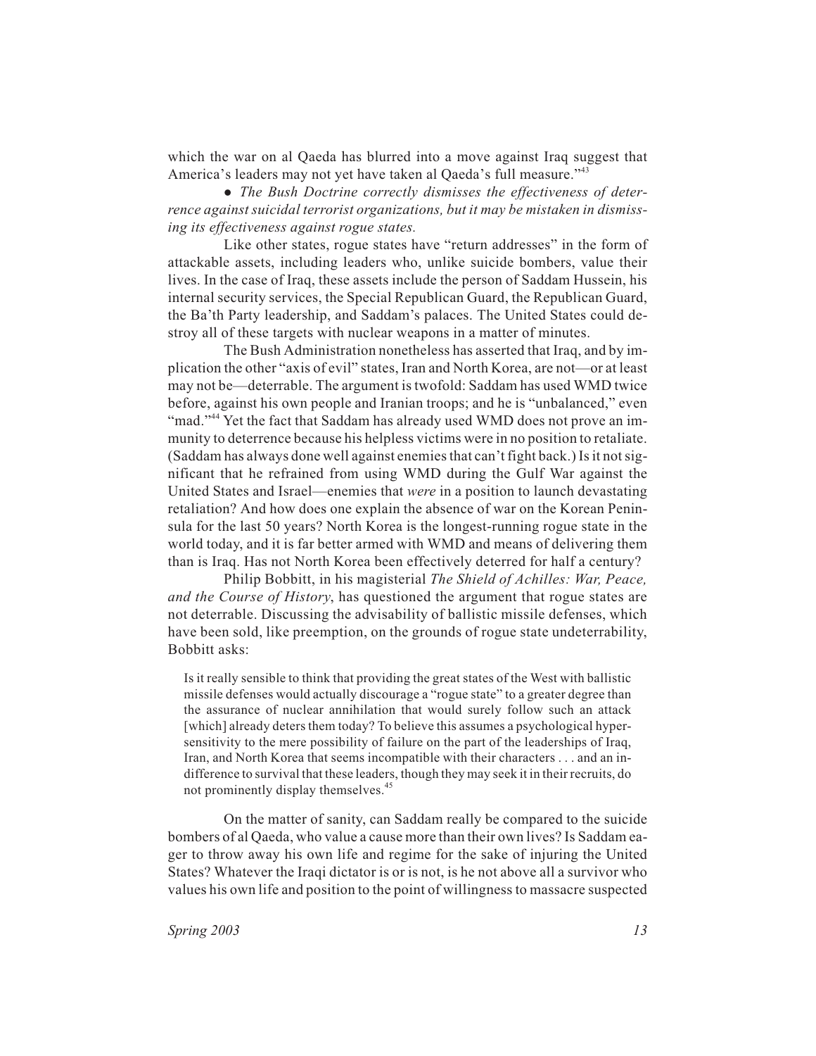which the war on al Qaeda has blurred into a move against Iraq suggest that America's leaders may not yet have taken al Qaeda's full measure."[43]

• *The Bush Doctrine correctly dismisses the effectiveness of deterrence against suicidal terrorist organizations, but it may be mistaken in dismissing its effectiveness against rogue states.*

Like other states, rogue states have "return addresses" in the form of attackable assets, including leaders who, unlike suicide bombers, value their lives. In the case of Iraq, these assets include the person of Saddam Hussein, his internal security services, the Special Republican Guard, the Republican Guard, the Ba'th Party leadership, and Saddam's palaces. The United States could destroy all of these targets with nuclear weapons in a matter of minutes.

The Bush Administration nonetheless has asserted that Iraq, and by implication the other "axis of evil" states, Iran and North Korea, are not—or at least may not be—deterrable. The argument is twofold: Saddam has used WMD twice before, against his own people and Iranian troops; and he is "unbalanced," even "mad."[44] Yet the fact that Saddam has already used WMD does not prove an immunity to deterrence because his helpless victims were in no position to retaliate. (Saddam has always done well against enemies that can't fight back.) Is it not significant that he refrained from using WMD during the Gulf War against the United States and Israel—enemies that *were* in a position to launch devastating retaliation? And how does one explain the absence of war on the Korean Peninsula for the last 50 years? North Korea is the longest-running rogue state in the world today, and it is far better armed with WMD and means of delivering them than is Iraq. Has not North Korea been effectively deterred for half a century?

Philip Bobbitt, in his magisterial *The Shield of Achilles: War, Peace, and the Course of History*, has questioned the argument that rogue states are not deterrable. Discussing the advisability of ballistic missile defenses, which have been sold, like preemption, on the grounds of rogue state undeterrability, Bobbitt asks:

> Is it really sensible to think that providing the great states of the West with ballistic missile defenses would actually discourage a "rogue state" to a greater degree than the assurance of nuclear annihilation that would surely follow such an attack [which] already deters them today? To believe this assumes a psychological hypersensitivity to the mere possibility of failure on the part of the leaderships of Iraq, Iran, and North Korea that seems incompatible with their characters . . . and an indifference to survival that these leaders, though they may seek it in their recruits, do not prominently display themselves.[45]

On the matter of sanity, can Saddam really be compared to the suicide bombers of al Qaeda, who value a cause more than their own lives? Is Saddam eager to throw away his own life and regime for the sake of injuring the United States? Whatever the Iraqi dictator is or is not, is he not above all a survivor who values his own life and position to the point of willingness to massacre suspected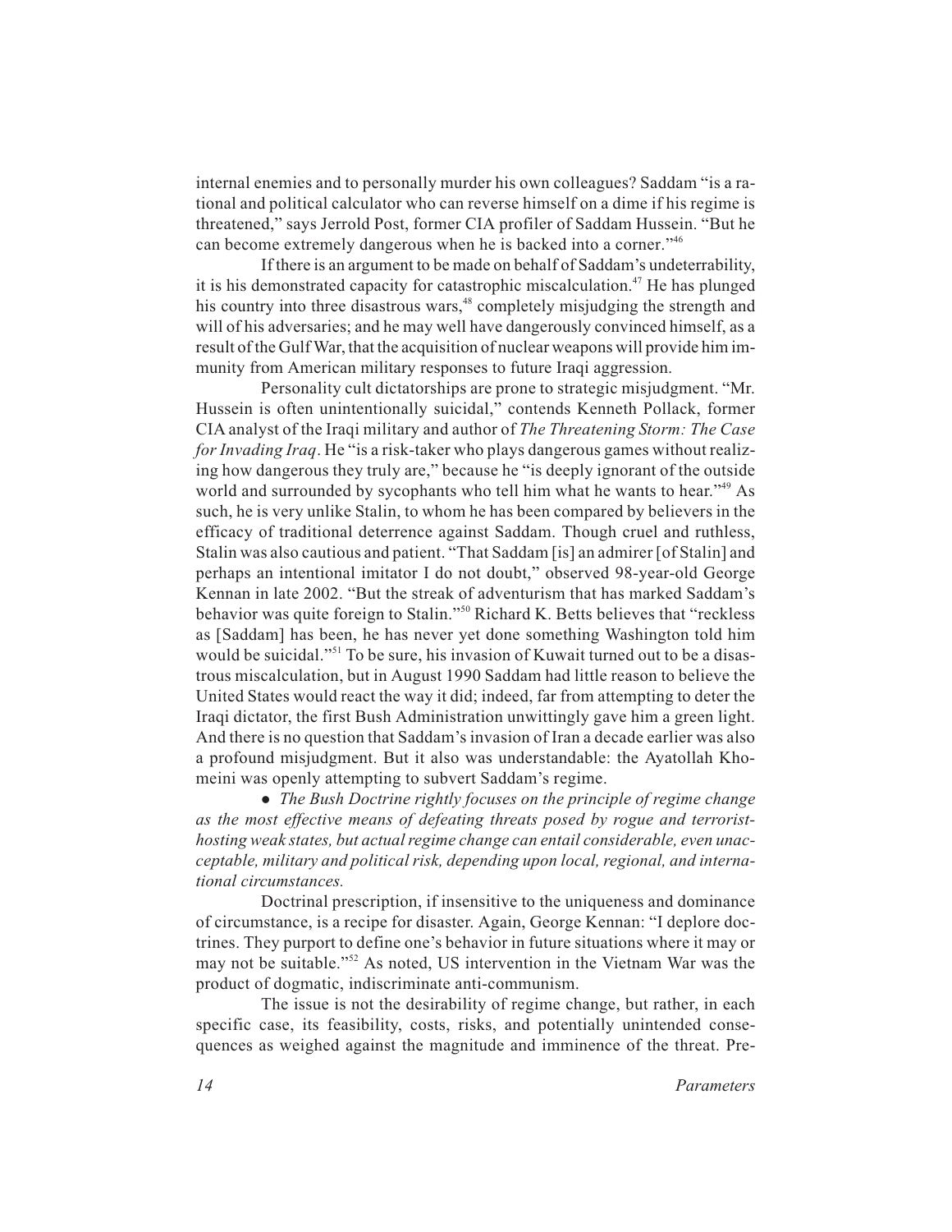internal enemies and to personally murder his own colleagues? Saddam "is a rational and political calculator who can reverse himself on a dime if his regime is threatened," says Jerrold Post, former CIA profiler of Saddam Hussein. "But he can become extremely dangerous when he is backed into a corner."[46]

If there is an argument to be made on behalf of Saddam's undeterrability, it is his demonstrated capacity for catastrophic miscalculation.[47] He has plunged his country into three disastrous wars,[48] completely misjudging the strength and will of his adversaries; and he may well have dangerously convinced himself, as a result of the Gulf War, that the acquisition of nuclear weapons will provide him immunity from American military responses to future Iraqi aggression.

Personality cult dictatorships are prone to strategic misjudgment. "Mr. Hussein is often unintentionally suicidal," contends Kenneth Pollack, former CIA analyst of the Iraqi military and author of *The Threatening Storm: The Case for Invading Iraq*. He "is a risk-taker who plays dangerous games without realizing how dangerous they truly are," because he "is deeply ignorant of the outside world and surrounded by sycophants who tell him what he wants to hear."[49] As such, he is very unlike Stalin, to whom he has been compared by believers in the efficacy of traditional deterrence against Saddam. Though cruel and ruthless, Stalin was also cautious and patient. "That Saddam [is] an admirer [of Stalin] and perhaps an intentional imitator I do not doubt," observed 98-year-old George Kennan in late 2002. "But the streak of adventurism that has marked Saddam's behavior was quite foreign to Stalin."[50] Richard K. Betts believes that "reckless as [Saddam] has been, he has never yet done something Washington told him would be suicidal."[51] To be sure, his invasion of Kuwait turned out to be a disastrous miscalculation, but in August 1990 Saddam had little reason to believe the United States would react the way it did; indeed, far from attempting to deter the Iraqi dictator, the first Bush Administration unwittingly gave him a green light. And there is no question that Saddam's invasion of Iran a decade earlier was also a profound misjudgment. But it also was understandable: the Ayatollah Khomeini was openly attempting to subvert Saddam's regime.

- *The Bush Doctrine rightly focuses on the principle of regime change as the most effective means of defeating threats posed by rogue and terrorist-hosting weak states, but actual regime change can entail considerable, even unacceptable, military and political risk, depending upon local, regional, and international circumstances.*

Doctrinal prescription, if insensitive to the uniqueness and dominance of circumstance, is a recipe for disaster. Again, George Kennan: "I deplore doctrines. They purport to define one's behavior in future situations where it may or may not be suitable."[52] As noted, US intervention in the Vietnam War was the product of dogmatic, indiscriminate anti-communism.

The issue is not the desirability of regime change, but rather, in each specific case, its feasibility, costs, risks, and potentially unintended consequences as weighed against the magnitude and imminence of the threat. Pre-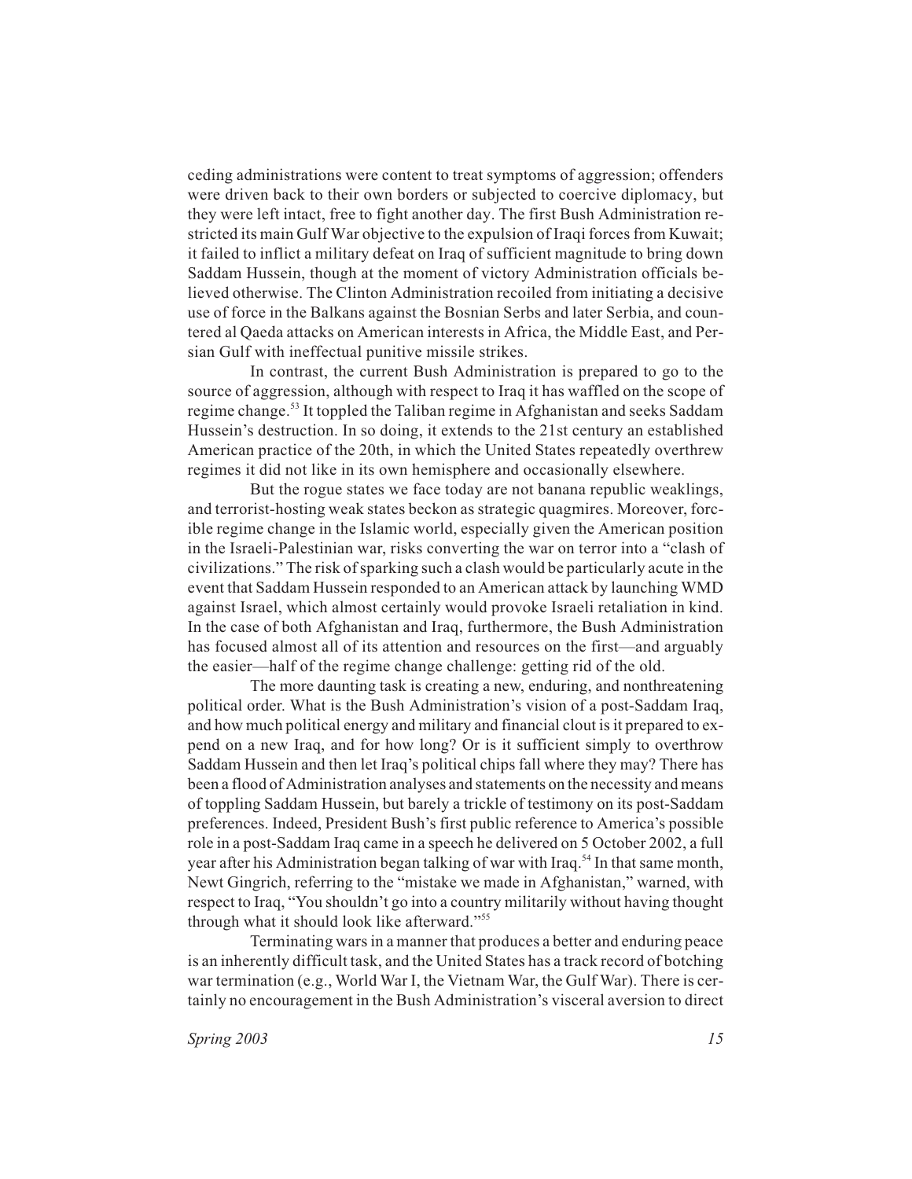ceding administrations were content to treat symptoms of aggression; offenders were driven back to their own borders or subjected to coercive diplomacy, but they were left intact, free to fight another day. The first Bush Administration restricted its main Gulf War objective to the expulsion of Iraqi forces from Kuwait; it failed to inflict a military defeat on Iraq of sufficient magnitude to bring down Saddam Hussein, though at the moment of victory Administration officials believed otherwise. The Clinton Administration recoiled from initiating a decisive use of force in the Balkans against the Bosnian Serbs and later Serbia, and countered al Qaeda attacks on American interests in Africa, the Middle East, and Persian Gulf with ineffectual punitive missile strikes.

In contrast, the current Bush Administration is prepared to go to the source of aggression, although with respect to Iraq it has waffled on the scope of regime change.[53] It toppled the Taliban regime in Afghanistan and seeks Saddam Hussein's destruction. In so doing, it extends to the 21st century an established American practice of the 20th, in which the United States repeatedly overthrew regimes it did not like in its own hemisphere and occasionally elsewhere.

But the rogue states we face today are not banana republic weaklings, and terrorist-hosting weak states beckon as strategic quagmires. Moreover, forcible regime change in the Islamic world, especially given the American position in the Israeli-Palestinian war, risks converting the war on terror into a "clash of civilizations." The risk of sparking such a clash would be particularly acute in the event that Saddam Hussein responded to an American attack by launching WMD against Israel, which almost certainly would provoke Israeli retaliation in kind. In the case of both Afghanistan and Iraq, furthermore, the Bush Administration has focused almost all of its attention and resources on the first—and arguably the easier—half of the regime change challenge: getting rid of the old.

The more daunting task is creating a new, enduring, and nonthreatening political order. What is the Bush Administration's vision of a post-Saddam Iraq, and how much political energy and military and financial clout is it prepared to expend on a new Iraq, and for how long? Or is it sufficient simply to overthrow Saddam Hussein and then let Iraq's political chips fall where they may? There has been a flood of Administration analyses and statements on the necessity and means of toppling Saddam Hussein, but barely a trickle of testimony on its post-Saddam preferences. Indeed, President Bush's first public reference to America's possible role in a post-Saddam Iraq came in a speech he delivered on 5 October 2002, a full year after his Administration began talking of war with Iraq.[54] In that same month, Newt Gingrich, referring to the "mistake we made in Afghanistan," warned, with respect to Iraq, "You shouldn't go into a country militarily without having thought through what it should look like afterward."[55]

Terminating wars in a manner that produces a better and enduring peace is an inherently difficult task, and the United States has a track record of botching war termination (e.g., World War I, the Vietnam War, the Gulf War). There is certainly no encouragement in the Bush Administration's visceral aversion to direct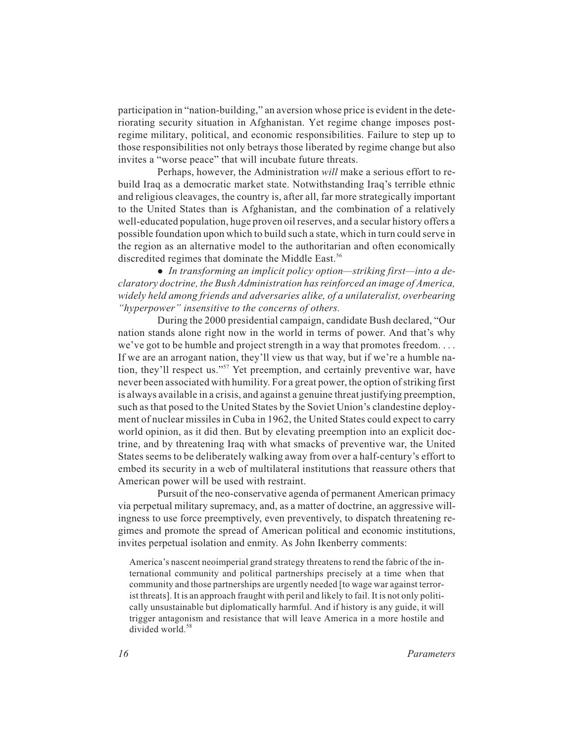participation in "nation-building," an aversion whose price is evident in the deteriorating security situation in Afghanistan. Yet regime change imposes post-regime military, political, and economic responsibilities. Failure to step up to those responsibilities not only betrays those liberated by regime change but also invites a "worse peace" that will incubate future threats.

Perhaps, however, the Administration *will* make a serious effort to rebuild Iraq as a democratic market state. Notwithstanding Iraq's terrible ethnic and religious cleavages, the country is, after all, far more strategically important to the United States than is Afghanistan, and the combination of a relatively well-educated population, huge proven oil reserves, and a secular history offers a possible foundation upon which to build such a state, which in turn could serve in the region as an alternative model to the authoritarian and often economically discredited regimes that dominate the Middle East.[56]

- *In transforming an implicit policy option—striking first—into a declaratory doctrine, the Bush Administration has reinforced an image of America, widely held among friends and adversaries alike, of a unilateralist, overbearing "hyperpower" insensitive to the concerns of others.*

During the 2000 presidential campaign, candidate Bush declared, "Our nation stands alone right now in the world in terms of power. And that's why we've got to be humble and project strength in a way that promotes freedom. . . . If we are an arrogant nation, they'll view us that way, but if we're a humble nation, they'll respect us."[57] Yet preemption, and certainly preventive war, have never been associated with humility. For a great power, the option of striking first is always available in a crisis, and against a genuine threat justifying preemption, such as that posed to the United States by the Soviet Union's clandestine deployment of nuclear missiles in Cuba in 1962, the United States could expect to carry world opinion, as it did then. But by elevating preemption into an explicit doctrine, and by threatening Iraq with what smacks of preventive war, the United States seems to be deliberately walking away from over a half-century's effort to embed its security in a web of multilateral institutions that reassure others that American power will be used with restraint.

Pursuit of the neo-conservative agenda of permanent American primacy via perpetual military supremacy, and, as a matter of doctrine, an aggressive willingness to use force preemptively, even preventively, to dispatch threatening regimes and promote the spread of American political and economic institutions, invites perpetual isolation and enmity. As John Ikenberry comments:

> America's nascent neoimperial grand strategy threatens to rend the fabric of the international community and political partnerships precisely at a time when that community and those partnerships are urgently needed [to wage war against terrorist threats]. It is an approach fraught with peril and likely to fail. It is not only politically unsustainable but diplomatically harmful. And if history is any guide, it will trigger antagonism and resistance that will leave America in a more hostile and divided world.[58]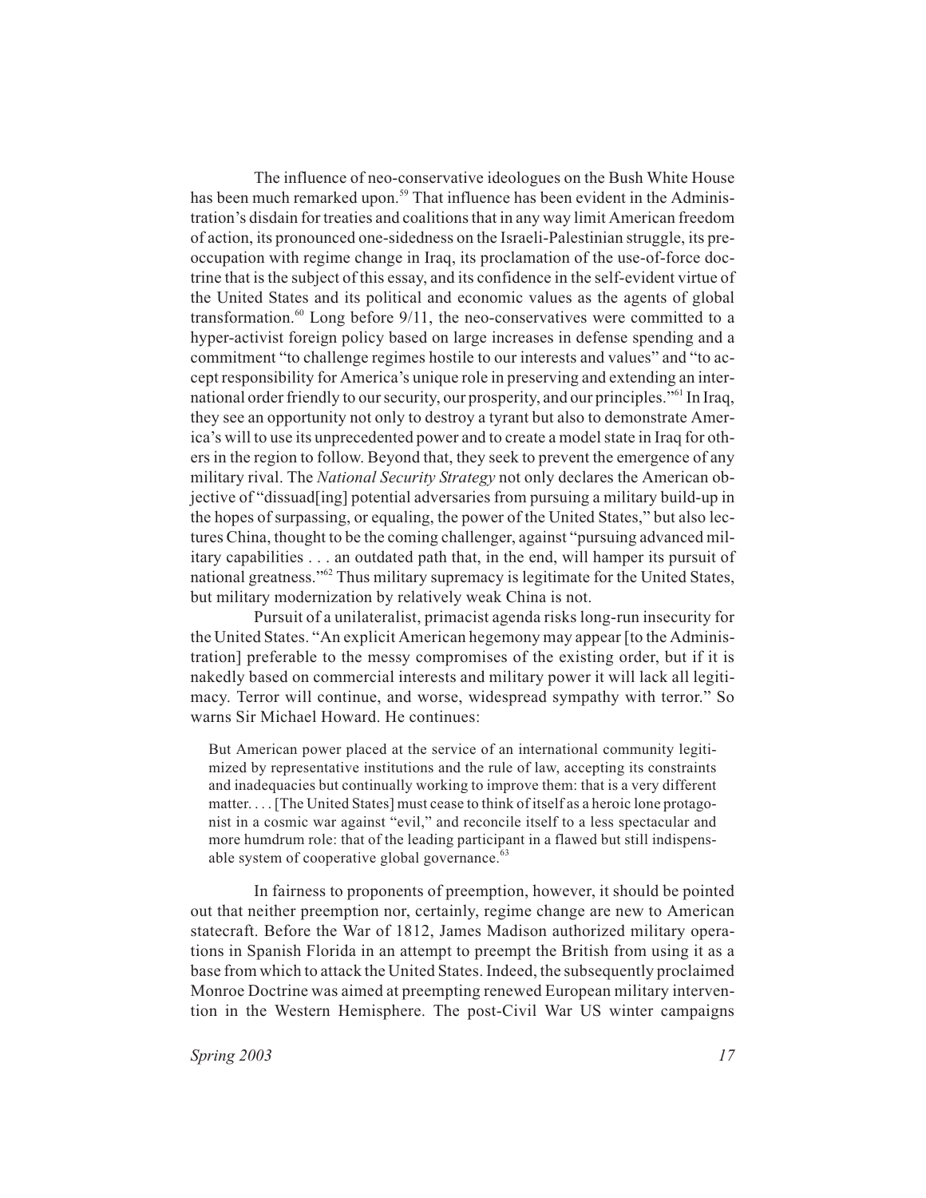The influence of neo-conservative ideologues on the Bush White House has been much remarked upon.[59] That influence has been evident in the Administration's disdain for treaties and coalitions that in any way limit American freedom of action, its pronounced one-sidedness on the Israeli-Palestinian struggle, its preoccupation with regime change in Iraq, its proclamation of the use-of-force doctrine that is the subject of this essay, and its confidence in the self-evident virtue of the United States and its political and economic values as the agents of global transformation.[60] Long before 9/11, the neo-conservatives were committed to a hyper-activist foreign policy based on large increases in defense spending and a commitment "to challenge regimes hostile to our interests and values" and "to accept responsibility for America's unique role in preserving and extending an international order friendly to our security, our prosperity, and our principles."[61] In Iraq, they see an opportunity not only to destroy a tyrant but also to demonstrate America's will to use its unprecedented power and to create a model state in Iraq for others in the region to follow. Beyond that, they seek to prevent the emergence of any military rival. The *National Security Strategy* not only declares the American objective of "dissuad[ing] potential adversaries from pursuing a military build-up in the hopes of surpassing, or equaling, the power of the United States," but also lectures China, thought to be the coming challenger, against "pursuing advanced military capabilities . . . an outdated path that, in the end, will hamper its pursuit of national greatness."[62] Thus military supremacy is legitimate for the United States, but military modernization by relatively weak China is not.

Pursuit of a unilateralist, primacist agenda risks long-run insecurity for the United States. "An explicit American hegemony may appear [to the Administration] preferable to the messy compromises of the existing order, but if it is nakedly based on commercial interests and military power it will lack all legitimacy. Terror will continue, and worse, widespread sympathy with terror." So warns Sir Michael Howard. He continues:

> But American power placed at the service of an international community legitimized by representative institutions and the rule of law, accepting its constraints and inadequacies but continually working to improve them: that is a very different matter. . . . [The United States] must cease to think of itself as a heroic lone protagonist in a cosmic war against "evil," and reconcile itself to a less spectacular and more humdrum role: that of the leading participant in a flawed but still indispensable system of cooperative global governance.[63]

In fairness to proponents of preemption, however, it should be pointed out that neither preemption nor, certainly, regime change are new to American statecraft. Before the War of 1812, James Madison authorized military operations in Spanish Florida in an attempt to preempt the British from using it as a base from which to attack the United States. Indeed, the subsequently proclaimed Monroe Doctrine was aimed at preempting renewed European military intervention in the Western Hemisphere. The post-Civil War US winter campaigns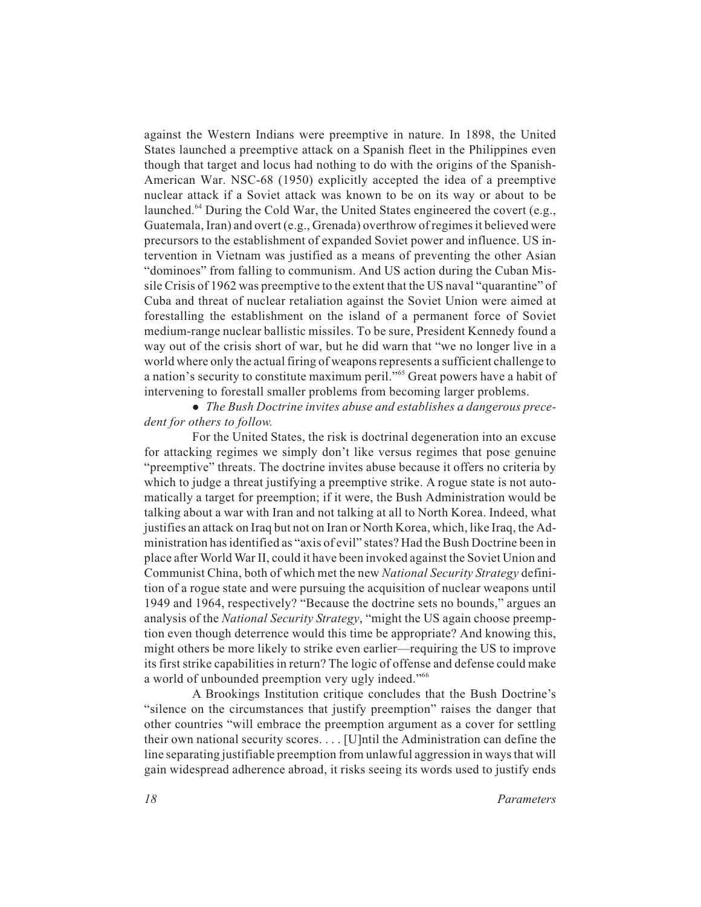against the Western Indians were preemptive in nature. In 1898, the United States launched a preemptive attack on a Spanish fleet in the Philippines even though that target and locus had nothing to do with the origins of the Spanish-American War. NSC-68 (1950) explicitly accepted the idea of a preemptive nuclear attack if a Soviet attack was known to be on its way or about to be launched.[64] During the Cold War, the United States engineered the covert (e.g., Guatemala, Iran) and overt (e.g., Grenada) overthrow of regimes it believed were precursors to the establishment of expanded Soviet power and influence. US intervention in Vietnam was justified as a means of preventing the other Asian "dominoes" from falling to communism. And US action during the Cuban Missile Crisis of 1962 was preemptive to the extent that the US naval "quarantine" of Cuba and threat of nuclear retaliation against the Soviet Union were aimed at forestalling the establishment on the island of a permanent force of Soviet medium-range nuclear ballistic missiles. To be sure, President Kennedy found a way out of the crisis short of war, but he did warn that "we no longer live in a world where only the actual firing of weapons represents a sufficient challenge to a nation's security to constitute maximum peril."[65] Great powers have a habit of intervening to forestall smaller problems from becoming larger problems.

- *The Bush Doctrine invites abuse and establishes a dangerous precedent for others to follow.*

For the United States, the risk is doctrinal degeneration into an excuse for attacking regimes we simply don't like versus regimes that pose genuine "preemptive" threats. The doctrine invites abuse because it offers no criteria by which to judge a threat justifying a preemptive strike. A rogue state is not automatically a target for preemption; if it were, the Bush Administration would be talking about a war with Iran and not talking at all to North Korea. Indeed, what justifies an attack on Iraq but not on Iran or North Korea, which, like Iraq, the Administration has identified as "axis of evil" states? Had the Bush Doctrine been in place after World War II, could it have been invoked against the Soviet Union and Communist China, both of which met the new *National Security Strategy* definition of a rogue state and were pursuing the acquisition of nuclear weapons until 1949 and 1964, respectively? "Because the doctrine sets no bounds," argues an analysis of the *National Security Strategy*, "might the US again choose preemption even though deterrence would this time be appropriate? And knowing this, might others be more likely to strike even earlier—requiring the US to improve its first strike capabilities in return? The logic of offense and defense could make a world of unbounded preemption very ugly indeed."[66]

A Brookings Institution critique concludes that the Bush Doctrine's "silence on the circumstances that justify preemption" raises the danger that other countries "will embrace the preemption argument as a cover for settling their own national security scores. . . . [U]ntil the Administration can define the line separating justifiable preemption from unlawful aggression in ways that will gain widespread adherence abroad, it risks seeing its words used to justify ends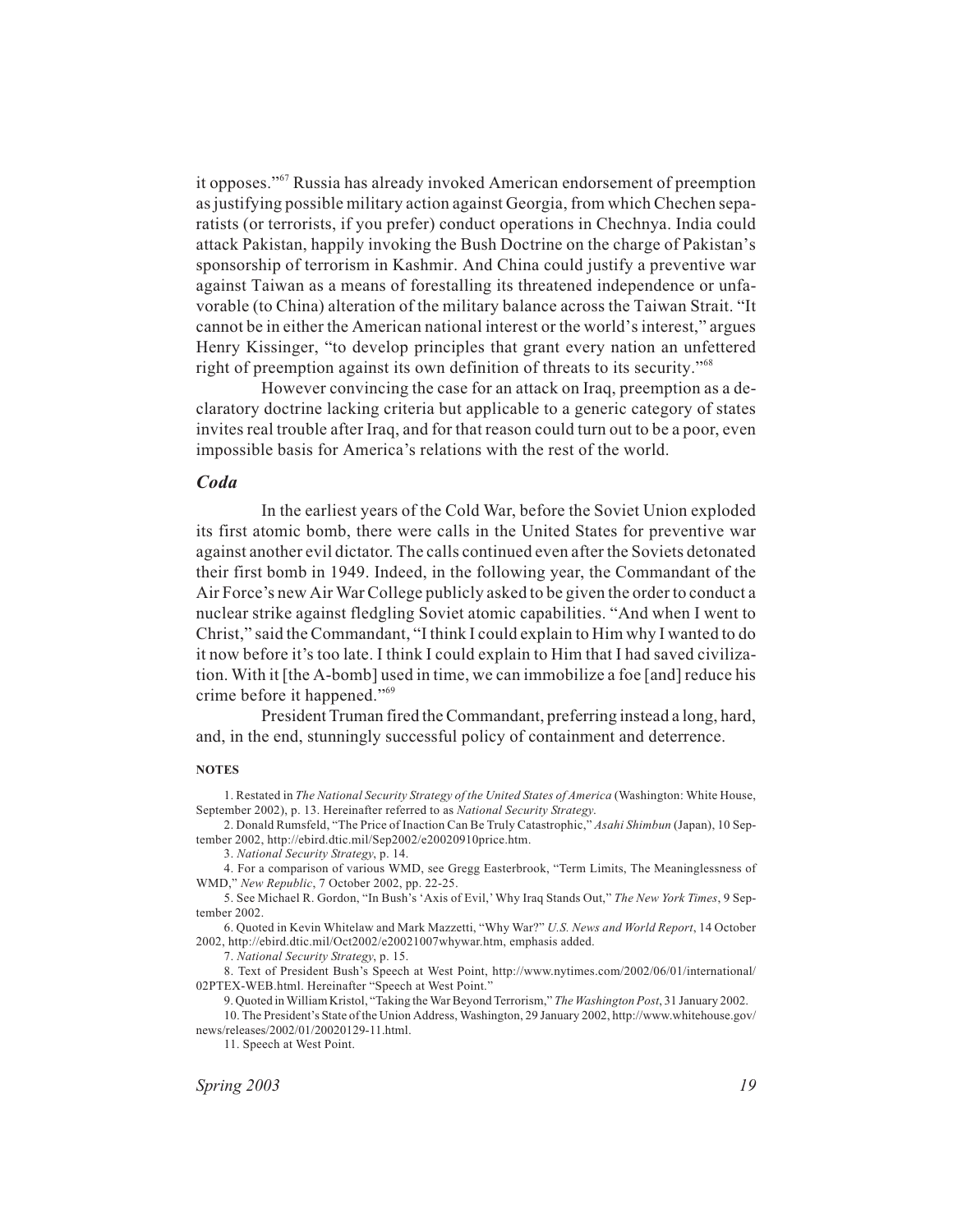it opposes."[67] Russia has already invoked American endorsement of preemption as justifying possible military action against Georgia, from which Chechen separatists (or terrorists, if you prefer) conduct operations in Chechnya. India could attack Pakistan, happily invoking the Bush Doctrine on the charge of Pakistan's sponsorship of terrorism in Kashmir. And China could justify a preventive war against Taiwan as a means of forestalling its threatened independence or unfavorable (to China) alteration of the military balance across the Taiwan Strait. "It cannot be in either the American national interest or the world's interest," argues Henry Kissinger, "to develop principles that grant every nation an unfettered right of preemption against its own definition of threats to its security."[68]

However convincing the case for an attack on Iraq, preemption as a declaratory doctrine lacking criteria but applicable to a generic category of states invites real trouble after Iraq, and for that reason could turn out to be a poor, even impossible basis for America's relations with the rest of the world.

### *Coda*

In the earliest years of the Cold War, before the Soviet Union exploded its first atomic bomb, there were calls in the United States for preventive war against another evil dictator. The calls continued even after the Soviets detonated their first bomb in 1949. Indeed, in the following year, the Commandant of the Air Force's new Air War College publicly asked to be given the order to conduct a nuclear strike against fledgling Soviet atomic capabilities. "And when I went to Christ," said the Commandant, "I think I could explain to Him why I wanted to do it now before it's too late. I think I could explain to Him that I had saved civilization. With it [the A-bomb] used in time, we can immobilize a foe [and] reduce his crime before it happened."[69]

President Truman fired the Commandant, preferring instead a long, hard, and, in the end, stunningly successful policy of containment and deterrence.

#### NOTES

1. Restated in *The National Security Strategy of the United States of America* (Washington: White House, September 2002), p. 13. Hereinafter referred to as *National Security Strategy*.
2. Donald Rumsfeld, "The Price of Inaction Can Be Truly Catastrophic," *Asahi Shimbun* (Japan), 10 September 2002, http://ebird.dtic.mil/Sep2002/e20020910price.htm.
3. *National Security Strategy*, p. 14.
4. For a comparison of various WMD, see Gregg Easterbrook, "Term Limits, The Meaninglessness of WMD," *New Republic*, 7 October 2002, pp. 22-25.
5. See Michael R. Gordon, "In Bush's 'Axis of Evil,' Why Iraq Stands Out," *The New York Times*, 9 September 2002.
6. Quoted in Kevin Whitelaw and Mark Mazzetti, "Why War?" *U.S. News and World Report*, 14 October 2002, http://ebird.dtic.mil/Oct2002/e20021007whywar.htm, emphasis added.
7. *National Security Strategy*, p. 15.
8. Text of President Bush's Speech at West Point, http://www.nytimes.com/2002/06/01/international/02PTEX-WEB.html. Hereinafter "Speech at West Point."
9. Quoted in William Kristol, "Taking the War Beyond Terrorism," *The Washington Post*, 31 January 2002.
10. The President's State of the Union Address, Washington, 29 January 2002, http://www.whitehouse.gov/news/releases/2002/01/20020129-11.html.
11. Speech at West Point.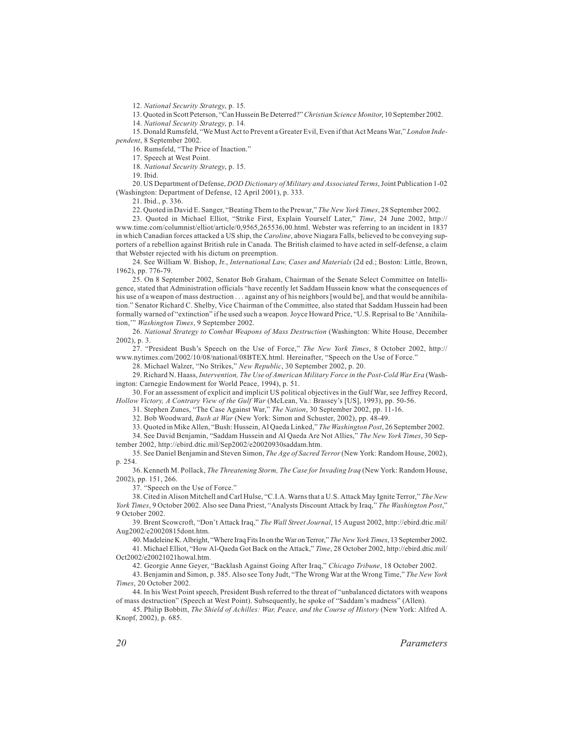12. *National Security Strategy*, p. 15.

13. Quoted in Scott Peterson, "Can Hussein Be Deterred?" *Christian Science Monitor*, 10 September 2002.

14. *National Security Strategy*, p. 14.

15. Donald Rumsfeld, "We Must Act to Prevent a Greater Evil, Even if that Act Means War," *London Independent*, 8 September 2002.

16. Rumsfeld, "The Price of Inaction."

17. Speech at West Point.

18. *National Security Strategy*, p. 15.

19. Ibid.

20. US Department of Defense, *DOD Dictionary of Military and Associated Terms*, Joint Publication 1-02 (Washington: Department of Defense, 12 April 2001), p. 333.

21. Ibid., p. 336.

22. Quoted in David E. Sanger, "Beating Them to the Prewar," *The New York Times*, 28 September 2002.

23. Quoted in Michael Elliot, "Strike First, Explain Yourself Later," *Time*, 24 June 2002, http://www.time.com/columnist/elliot/article/0,9565,265536,00.html. Webster was referring to an incident in 1837 in which Canadian forces attacked a US ship, the *Caroline*, above Niagara Falls, believed to be conveying supporters of a rebellion against British rule in Canada. The British claimed to have acted in self-defense, a claim that Webster rejected with his dictum on preemption.

24. See William W. Bishop, Jr., *International Law, Cases and Materials* (2d ed.; Boston: Little, Brown, 1962), pp. 776-79.

25. On 8 September 2002, Senator Bob Graham, Chairman of the Senate Select Committee on Intelligence, stated that Administration officials "have recently let Saddam Hussein know what the consequences of his use of a weapon of mass destruction . . . against any of his neighbors [would be], and that would be annihilation." Senator Richard C. Shelby, Vice Chairman of the Committee, also stated that Saddam Hussein had been formally warned of "extinction" if he used such a weapon. Joyce Howard Price, "U.S. Reprisal to Be 'Annihilation,'" *Washington Times*, 9 September 2002.

26. *National Strategy to Combat Weapons of Mass Destruction* (Washington: White House, December 2002), p. 3.

27. "President Bush's Speech on the Use of Force," *The New York Times*, 8 October 2002, http://www.nytimes.com/2002/10/08/national/08BTEX.html. Hereinafter, "Speech on the Use of Force."

28. Michael Walzer, "No Strikes," *New Republic*, 30 September 2002, p. 20.

29. Richard N. Haass, *Intervention, The Use of American Military Force in the Post-Cold War Era* (Washington: Carnegie Endowment for World Peace, 1994), p. 51.

30. For an assessment of explicit and implicit US political objectives in the Gulf War, see Jeffrey Record, *Hollow Victory, A Contrary View of the Gulf War* (McLean, Va.: Brassey's [US], 1993), pp. 50-56.

31. Stephen Zunes, "The Case Against War," *The Nation*, 30 September 2002, pp. 11-16.

32. Bob Woodward, *Bush at War* (New York: Simon and Schuster, 2002), pp. 48-49.

33. Quoted in Mike Allen, "Bush: Hussein, Al Qaeda Linked," *The Washington Post*, 26 September 2002.

34. See David Benjamin, "Saddam Hussein and Al Qaeda Are Not Allies," *The New York Times*, 30 September 2002, http://ebird.dtic.mil/Sep2002/e20020930saddam.htm.

35. See Daniel Benjamin and Steven Simon, *The Age of Sacred Terror* (New York: Random House, 2002), p. 254.

36. Kenneth M. Pollack, *The Threatening Storm, The Case for Invading Iraq* (New York: Random House, 2002), pp. 151, 266.

37. "Speech on the Use of Force."

38. Cited in Alison Mitchell and Carl Hulse, "C.I.A. Warns that a U.S. Attack May Ignite Terror," *The New York Times*, 9 October 2002. Also see Dana Priest, "Analysts Discount Attack by Iraq," *The Washington Post*," 9 October 2002.

39. Brent Scowcroft, "Don't Attack Iraq," *The Wall Street Journal*, 15 August 2002, http://ebird.dtic.mil/Aug2002/e20020815dont.htm.

40. Madeleine K. Albright, "Where Iraq Fits In on the War on Terror," *The New York Times*, 13 September 2002.

41. Michael Elliot, "How Al-Qaeda Got Back on the Attack," *Time*, 28 October 2002, http://ebird.dtic.mil/Oct2002/e20021021howal.htm.

42. Georgie Anne Geyer, "Backlash Against Going After Iraq," *Chicago Tribune*, 18 October 2002.

43. Benjamin and Simon, p. 385. Also see Tony Judt, "The Wrong War at the Wrong Time," *The New York Times*, 20 October 2002.

44. In his West Point speech, President Bush referred to the threat of "unbalanced dictators with weapons of mass destruction" (Speech at West Point). Subsequently, he spoke of "Saddam's madness" (Allen).

45. Philip Bobbitt, *The Shield of Achilles: War, Peace, and the Course of History* (New York: Alfred A. Knopf, 2002), p. 685.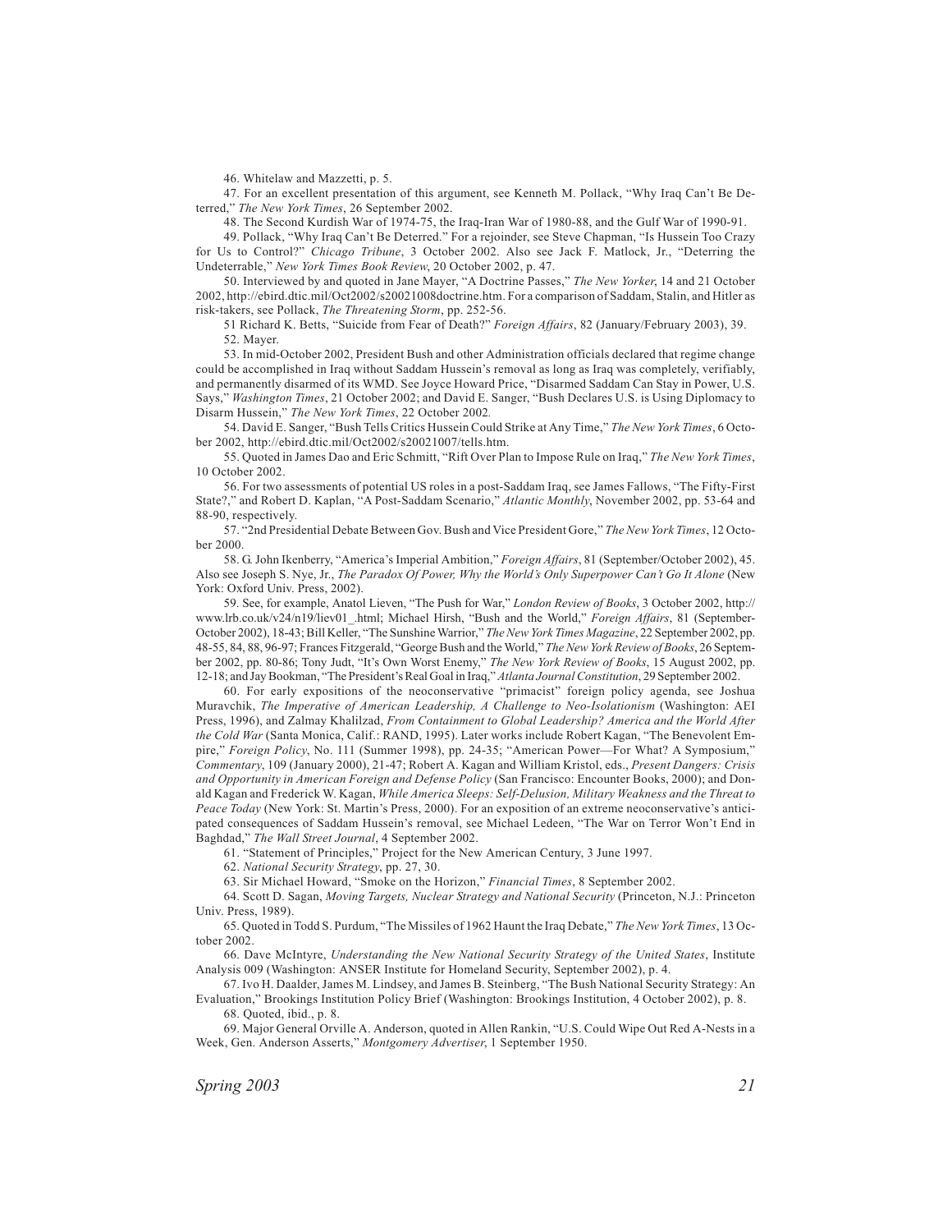46. Whitelaw and Mazzetti, p. 5.

47. For an excellent presentation of this argument, see Kenneth M. Pollack, "Why Iraq Can't Be Deterred," *The New York Times*, 26 September 2002.

48. The Second Kurdish War of 1974-75, the Iraq-Iran War of 1980-88, and the Gulf War of 1990-91.

49. Pollack, "Why Iraq Can't Be Deterred." For a rejoinder, see Steve Chapman, "Is Hussein Too Crazy for Us to Control?" *Chicago Tribune*, 3 October 2002. Also see Jack F. Matlock, Jr., "Deterring the Undeterrable," *New York Times Book Review*, 20 October 2002, p. 47.

50. Interviewed by and quoted in Jane Mayer, "A Doctrine Passes," *The New Yorker*, 14 and 21 October 2002, http://ebird.dtic.mil/Oct2002/s20021008doctrine.htm. For a comparison of Saddam, Stalin, and Hitler as risk-takers, see Pollack, *The Threatening Storm*, pp. 252-56.

51 Richard K. Betts, "Suicide from Fear of Death?" *Foreign Affairs*, 82 (January/February 2003), 39.

52. Mayer.

53. In mid-October 2002, President Bush and other Administration officials declared that regime change could be accomplished in Iraq without Saddam Hussein's removal as long as Iraq was completely, verifiably, and permanently disarmed of its WMD. See Joyce Howard Price, "Disarmed Saddam Can Stay in Power, U.S. Says," *Washington Times*, 21 October 2002; and David E. Sanger, "Bush Declares U.S. is Using Diplomacy to Disarm Hussein," *The New York Times*, 22 October 2002.

54. David E. Sanger, "Bush Tells Critics Hussein Could Strike at Any Time," *The New York Times*, 6 October 2002, http://ebird.dtic.mil/Oct2002/s20021007/tells.htm.

55. Quoted in James Dao and Eric Schmitt, "Rift Over Plan to Impose Rule on Iraq," *The New York Times*, 10 October 2002.

56. For two assessments of potential US roles in a post-Saddam Iraq, see James Fallows, "The Fifty-First State?," and Robert D. Kaplan, "A Post-Saddam Scenario," *Atlantic Monthly*, November 2002, pp. 53-64 and 88-90, respectively.

57. "2nd Presidential Debate Between Gov. Bush and Vice President Gore," *The New York Times*, 12 October 2000.

58. G. John Ikenberry, "America's Imperial Ambition," *Foreign Affairs*, 81 (September/October 2002), 45. Also see Joseph S. Nye, Jr., *The Paradox Of Power, Why the World's Only Superpower Can't Go It Alone* (New York: Oxford Univ. Press, 2002).

59. See, for example, Anatol Lieven, "The Push for War," *London Review of Books*, 3 October 2002, http://www.lrb.co.uk/v24/n19/liev01_.html; Michael Hirsh, "Bush and the World," *Foreign Affairs*, 81 (September-October 2002), 18-43; Bill Keller, "The Sunshine Warrior," *The New York Times Magazine*, 22 September 2002, pp. 48-55, 84, 88, 96-97; Frances Fitzgerald, "George Bush and the World," *The New York Review of Books*, 26 September 2002, pp. 80-86; Tony Judt, "It's Own Worst Enemy," *The New York Review of Books*, 15 August 2002, pp. 12-18; and Jay Bookman, "The President's Real Goal in Iraq," *Atlanta Journal Constitution*, 29 September 2002.

60. For early expositions of the neoconservative "primacist" foreign policy agenda, see Joshua Muravchik, *The Imperative of American Leadership, A Challenge to Neo-Isolationism* (Washington: AEI Press, 1996), and Zalmay Khalilzad, *From Containment to Global Leadership? America and the World After the Cold War* (Santa Monica, Calif.: RAND, 1995). Later works include Robert Kagan, "The Benevolent Empire," *Foreign Policy*, No. 111 (Summer 1998), pp. 24-35; "American Power—For What? A Symposium," *Commentary*, 109 (January 2000), 21-47; Robert A. Kagan and William Kristol, eds., *Present Dangers: Crisis and Opportunity in American Foreign and Defense Policy* (San Francisco: Encounter Books, 2000); and Donald Kagan and Frederick W. Kagan, *While America Sleeps: Self-Delusion, Military Weakness and the Threat to Peace Today* (New York: St. Martin's Press, 2000). For an exposition of an extreme neoconservative's anticipated consequences of Saddam Hussein's removal, see Michael Ledeen, "The War on Terror Won't End in Baghdad," *The Wall Street Journal*, 4 September 2002.

61. "Statement of Principles," Project for the New American Century, 3 June 1997.

62. *National Security Strategy*, pp. 27, 30.

63. Sir Michael Howard, "Smoke on the Horizon," *Financial Times*, 8 September 2002.

64. Scott D. Sagan, *Moving Targets, Nuclear Strategy and National Security* (Princeton, N.J.: Princeton Univ. Press, 1989).

65. Quoted in Todd S. Purdum, "The Missiles of 1962 Haunt the Iraq Debate," *The New York Times*, 13 October 2002.

66. Dave McIntyre, *Understanding the New National Security Strategy of the United States*, Institute Analysis 009 (Washington: ANSER Institute for Homeland Security, September 2002), p. 4.

67. Ivo H. Daalder, James M. Lindsey, and James B. Steinberg, "The Bush National Security Strategy: An Evaluation," Brookings Institution Policy Brief (Washington: Brookings Institution, 4 October 2002), p. 8.

68. Quoted, ibid., p. 8.

69. Major General Orville A. Anderson, quoted in Allen Rankin, "U.S. Could Wipe Out Red A-Nests in a Week, Gen. Anderson Asserts," *Montgomery Advertiser*, 1 September 1950.